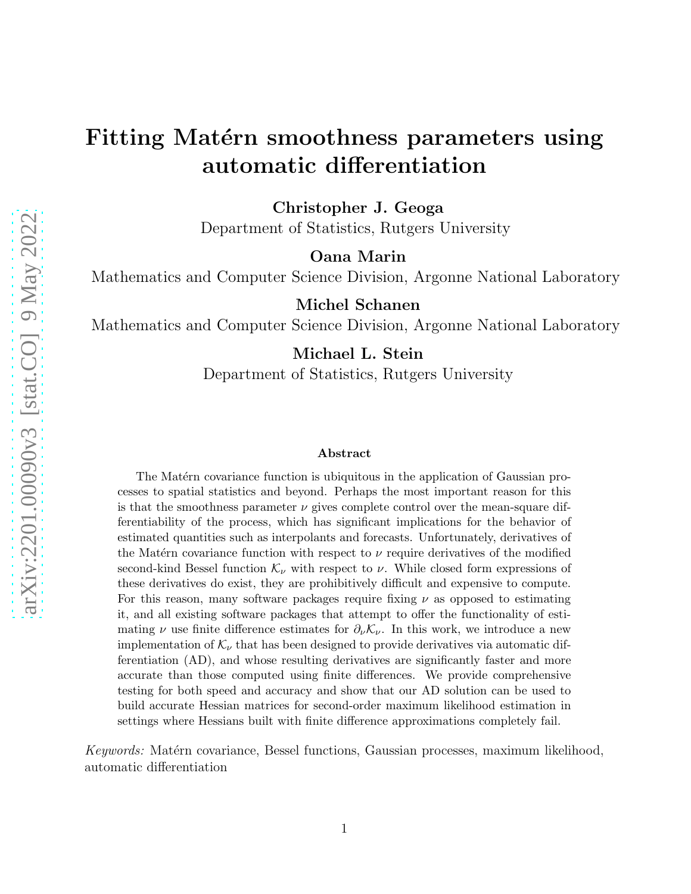# Fitting Matérn smoothness parameters using automatic differentiation

**Christopher J. Geoga**
Department of Statistics, Rutgers University

**Oana Marin**
Mathematics and Computer Science Division, Argonne National Laboratory

**Michel Schanen**
Mathematics and Computer Science Division, Argonne National Laboratory

**Michael L. Stein**
Department of Statistics, Rutgers University

### Abstract

The Matérn covariance function is ubiquitous in the application of Gaussian processes to spatial statistics and beyond. Perhaps the most important reason for this is that the smoothness parameter $\nu$ gives complete control over the mean-square differentiability of the process, which has significant implications for the behavior of estimated quantities such as interpolants and forecasts. Unfortunately, derivatives of the Matérn covariance function with respect to $\nu$ require derivatives of the modified second-kind Bessel function $\mathcal{K}_\nu$ with respect to $\nu$. While closed form expressions of these derivatives do exist, they are prohibitively difficult and expensive to compute. For this reason, many software packages require fixing $\nu$ as opposed to estimating it, and all existing software packages that attempt to offer the functionality of estimating $\nu$ use finite difference estimates for $\partial_\nu \mathcal{K}_\nu$. In this work, we introduce a new implementation of $\mathcal{K}_\nu$ that has been designed to provide derivatives via automatic differentiation (AD), and whose resulting derivatives are significantly faster and more accurate than those computed using finite differences. We provide comprehensive testing for both speed and accuracy and show that our AD solution can be used to build accurate Hessian matrices for second-order maximum likelihood estimation in settings where Hessians built with finite difference approximations completely fail.

*Keywords:* Matérn covariance, Bessel functions, Gaussian processes, maximum likelihood, automatic differentiation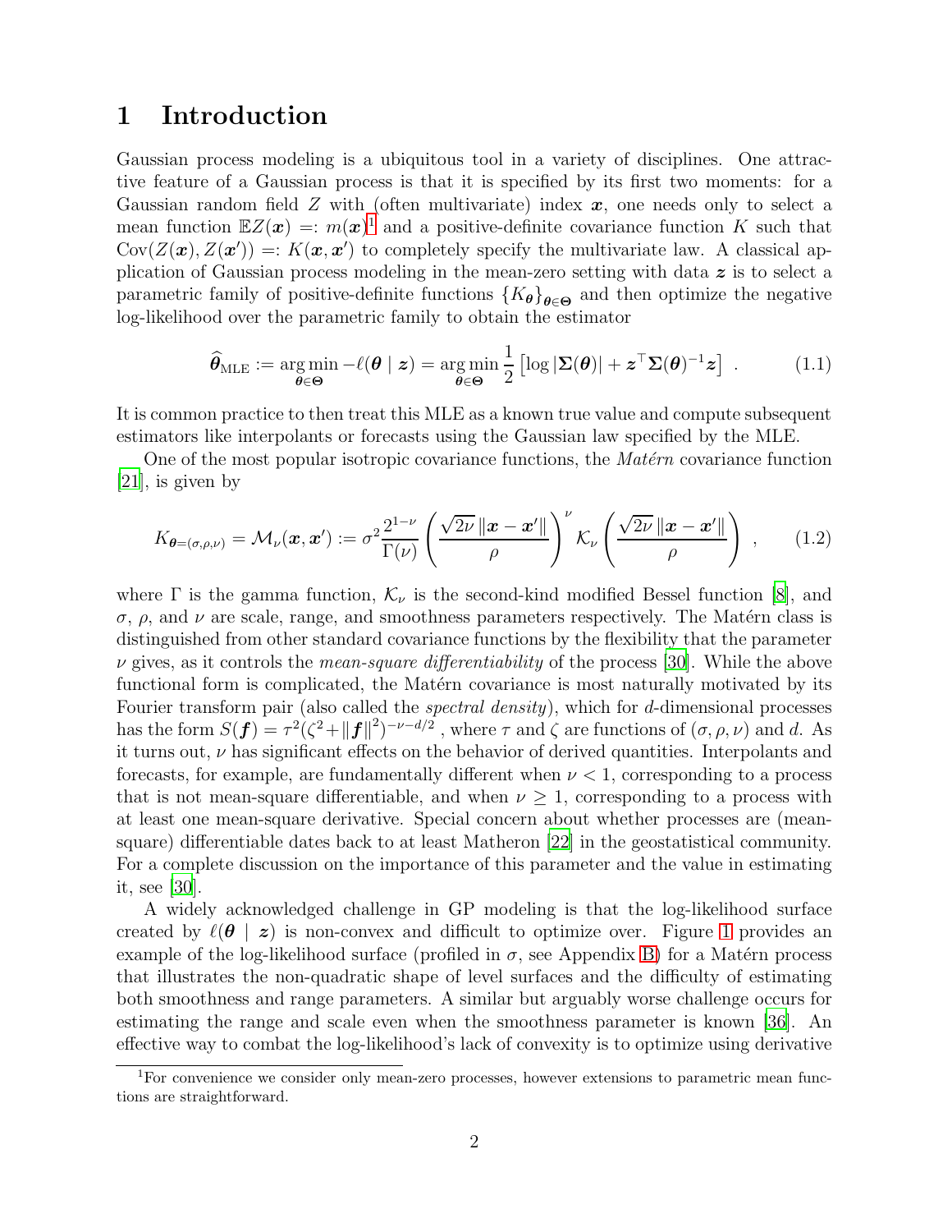# 1 Introduction

Gaussian process modeling is a ubiquitous tool in a variety of disciplines. One attractive feature of a Gaussian process is that it is specified by its first two moments: for a Gaussian random field $Z$ with (often multivariate) index $\boldsymbol{x}$, one needs only to select a mean function $\mathbb{E}Z(\boldsymbol{x}) =: m(\boldsymbol{x})$[1] and a positive-definite covariance function $K$ such that $\mathrm{Cov}(Z(\boldsymbol{x}), Z(\boldsymbol{x}')) =: K(\boldsymbol{x}, \boldsymbol{x}')$ to completely specify the multivariate law. A classical application of Gaussian process modeling in the mean-zero setting with data $\boldsymbol{z}$ is to select a parametric family of positive-definite functions $\{K_{\boldsymbol{\theta}}\}_{\boldsymbol{\theta}\in\boldsymbol{\Theta}}$ and then optimize the negative log-likelihood over the parametric family to obtain the estimator

$$\widehat{\boldsymbol{\theta}}_{\mathrm{MLE}} := \underset{\boldsymbol{\theta}\in\boldsymbol{\Theta}}{\arg\min} -\ell(\boldsymbol{\theta} \mid \boldsymbol{z}) = \underset{\boldsymbol{\theta}\in\boldsymbol{\Theta}}{\arg\min} \frac{1}{2}\left[\log|\boldsymbol{\Sigma}(\boldsymbol{\theta})| + \boldsymbol{z}^\top \boldsymbol{\Sigma}(\boldsymbol{\theta})^{-1}\boldsymbol{z}\right] . \tag{1.1}$$

It is common practice to then treat this MLE as a known true value and compute subsequent estimators like interpolants or forecasts using the Gaussian law specified by the MLE.

One of the most popular isotropic covariance functions, the *Matérn* covariance function [21], is given by

$$K_{\boldsymbol{\theta}=(\sigma,\rho,\nu)} = \mathcal{M}_\nu(\boldsymbol{x}, \boldsymbol{x}') := \sigma^2 \frac{2^{1-\nu}}{\Gamma(\nu)} \left(\frac{\sqrt{2\nu}\,\|\boldsymbol{x}-\boldsymbol{x}'\|}{\rho}\right)^\nu \mathcal{K}_\nu\left(\frac{\sqrt{2\nu}\,\|\boldsymbol{x}-\boldsymbol{x}'\|}{\rho}\right) , \tag{1.2}$$

where $\Gamma$ is the gamma function, $\mathcal{K}_\nu$ is the second-kind modified Bessel function [8], and $\sigma$, $\rho$, and $\nu$ are scale, range, and smoothness parameters respectively. The Matérn class is distinguished from other standard covariance functions by the flexibility that the parameter $\nu$ gives, as it controls the *mean-square differentiability* of the process [30]. While the above functional form is complicated, the Matérn covariance is most naturally motivated by its Fourier transform pair (also called the *spectral density*), which for $d$-dimensional processes has the form $S(\boldsymbol{f}) = \tau^2(\zeta^2 + \|\boldsymbol{f}\|^2)^{-\nu-d/2}$ , where $\tau$ and $\zeta$ are functions of $(\sigma, \rho, \nu)$ and $d$. As it turns out, $\nu$ has significant effects on the behavior of derived quantities. Interpolants and forecasts, for example, are fundamentally different when $\nu < 1$, corresponding to a process that is not mean-square differentiable, and when $\nu \geq 1$, corresponding to a process with at least one mean-square derivative. Special concern about whether processes are (mean-square) differentiable dates back to at least Matheron [22] in the geostatistical community. For a complete discussion on the importance of this parameter and the value in estimating it, see [30].

A widely acknowledged challenge in GP modeling is that the log-likelihood surface created by $\ell(\boldsymbol{\theta} \mid \boldsymbol{z})$ is non-convex and difficult to optimize over. Figure 1 provides an example of the log-likelihood surface (profiled in $\sigma$, see Appendix B) for a Matérn process that illustrates the non-quadratic shape of level surfaces and the difficulty of estimating both smoothness and range parameters. A similar but arguably worse challenge occurs for estimating the range and scale even when the smoothness parameter is known [36]. An effective way to combat the log-likelihood's lack of convexity is to optimize using derivative

[1] For convenience we consider only mean-zero processes, however extensions to parametric mean functions are straightforward.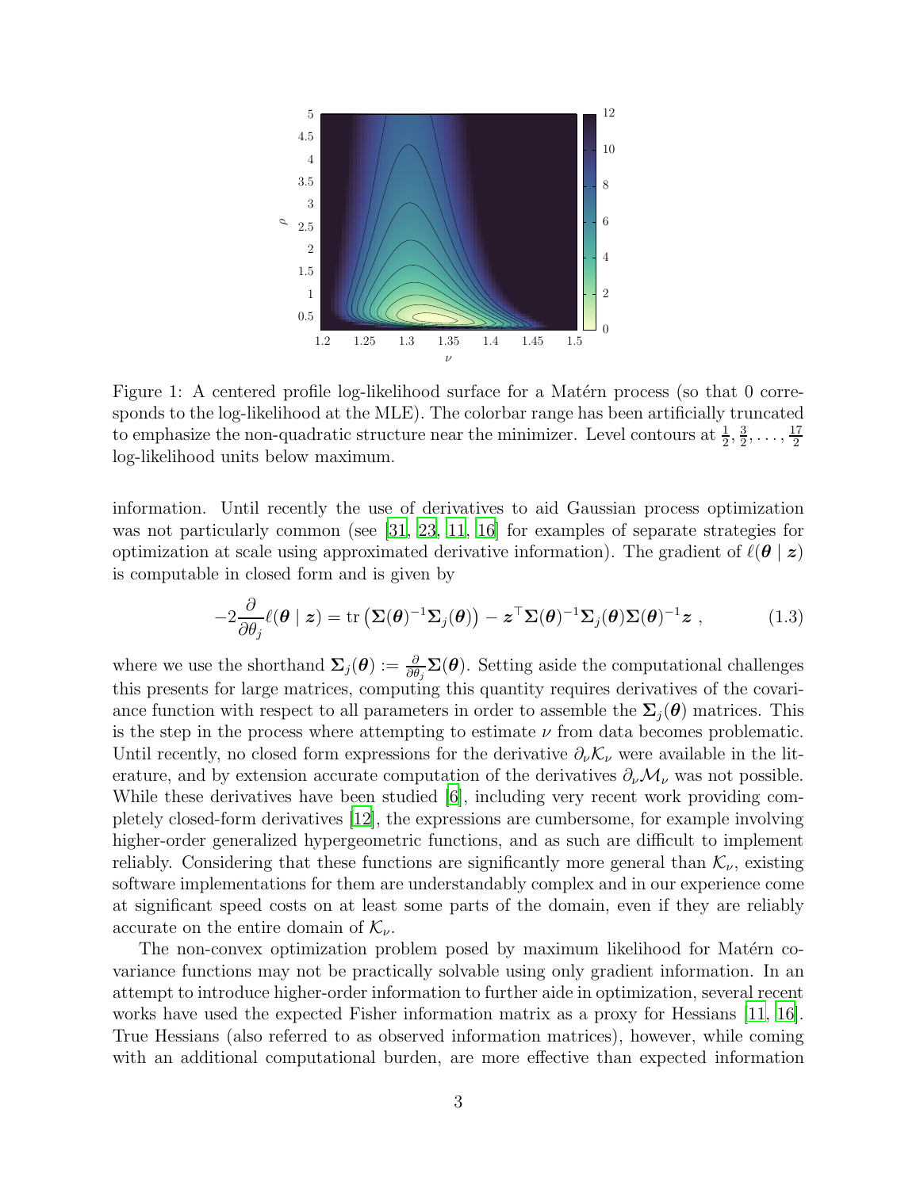Figure 1: A centered profile log-likelihood surface for a Matérn process (so that 0 corresponds to the log-likelihood at the MLE). The colorbar range has been artificially truncated to emphasize the non-quadratic structure near the minimizer. Level contours at $\frac{1}{2}, \frac{3}{2}, \ldots, \frac{17}{2}$ log-likelihood units below maximum.

information. Until recently the use of derivatives to aid Gaussian process optimization was not particularly common (see [31, 23, 11, 16] for examples of separate strategies for optimization at scale using approximated derivative information). The gradient of $\ell(\boldsymbol{\theta} \mid \boldsymbol{z})$ is computable in closed form and is given by

$$-2\frac{\partial}{\partial \theta_j}\ell(\boldsymbol{\theta} \mid \boldsymbol{z}) = \operatorname{tr}\left(\boldsymbol{\Sigma}(\boldsymbol{\theta})^{-1}\boldsymbol{\Sigma}_j(\boldsymbol{\theta})\right) - \boldsymbol{z}^\top \boldsymbol{\Sigma}(\boldsymbol{\theta})^{-1}\boldsymbol{\Sigma}_j(\boldsymbol{\theta})\boldsymbol{\Sigma}(\boldsymbol{\theta})^{-1}\boldsymbol{z} \ , \tag{1.3}$$

where we use the shorthand $\boldsymbol{\Sigma}_j(\boldsymbol{\theta}) := \frac{\partial}{\partial \theta_j}\boldsymbol{\Sigma}(\boldsymbol{\theta})$. Setting aside the computational challenges this presents for large matrices, computing this quantity requires derivatives of the covariance function with respect to all parameters in order to assemble the $\boldsymbol{\Sigma}_j(\boldsymbol{\theta})$ matrices. This is the step in the process where attempting to estimate $\nu$ from data becomes problematic. Until recently, no closed form expressions for the derivative $\partial_\nu \mathcal{K}_\nu$ were available in the literature, and by extension accurate computation of the derivatives $\partial_\nu \mathcal{M}_\nu$ was not possible. While these derivatives have been studied [6], including very recent work providing completely closed-form derivatives [12], the expressions are cumbersome, for example involving higher-order generalized hypergeometric functions, and as such are difficult to implement reliably. Considering that these functions are significantly more general than $\mathcal{K}_\nu$, existing software implementations for them are understandably complex and in our experience come at significant speed costs on at least some parts of the domain, even if they are reliably accurate on the entire domain of $\mathcal{K}_\nu$.

The non-convex optimization problem posed by maximum likelihood for Matérn covariance functions may not be practically solvable using only gradient information. In an attempt to introduce higher-order information to further aide in optimization, several recent works have used the expected Fisher information matrix as a proxy for Hessians [11, 16]. True Hessians (also referred to as observed information matrices), however, while coming with an additional computational burden, are more effective than expected information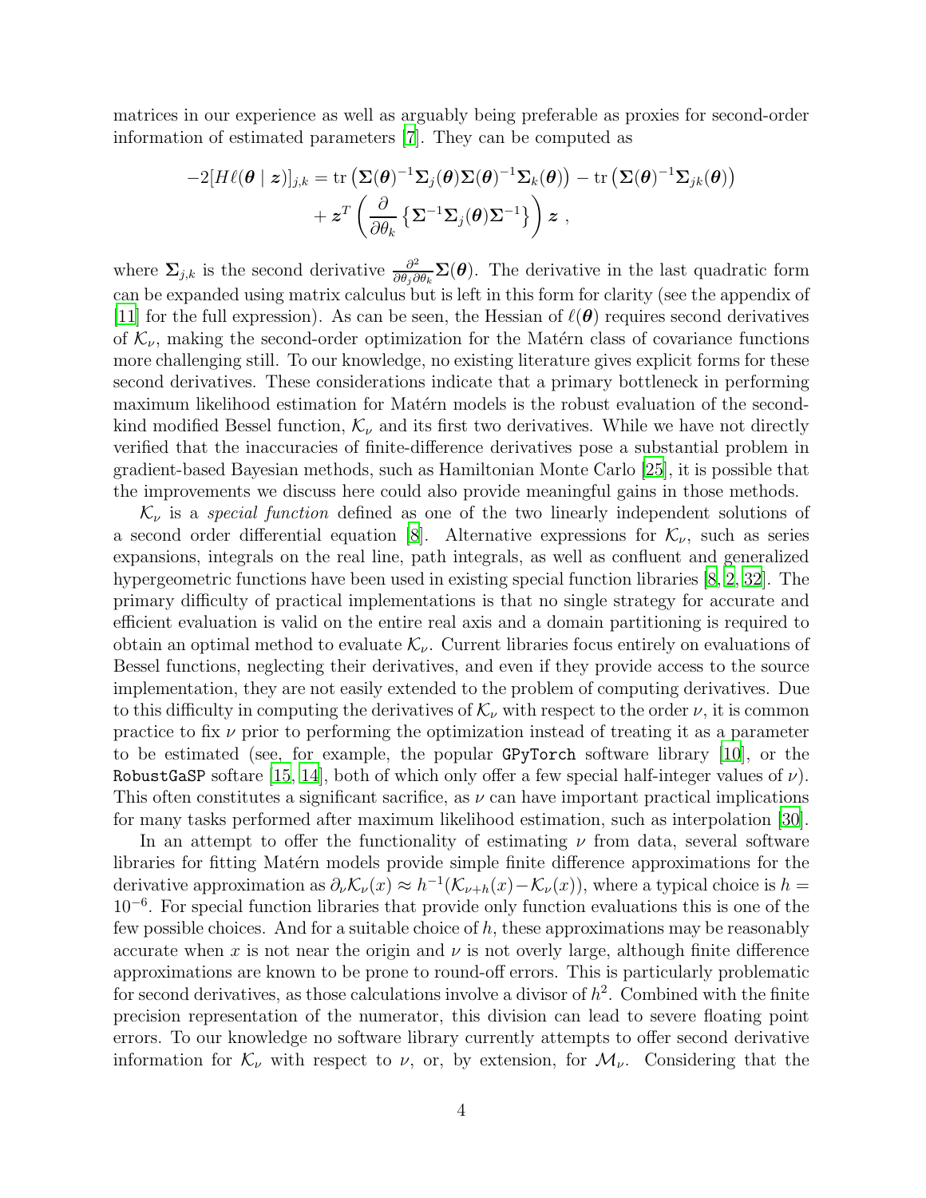matrices in our experience as well as arguably being preferable as proxies for second-order information of estimated parameters [7]. They can be computed as

$$
\begin{aligned}
-2[H\ell(\boldsymbol{\theta} \mid \boldsymbol{z})]_{j,k} = \operatorname{tr}\left(\boldsymbol{\Sigma}(\boldsymbol{\theta})^{-1}\boldsymbol{\Sigma}_j(\boldsymbol{\theta})\boldsymbol{\Sigma}(\boldsymbol{\theta})^{-1}\boldsymbol{\Sigma}_k(\boldsymbol{\theta})\right) - \operatorname{tr}\left(\boldsymbol{\Sigma}(\boldsymbol{\theta})^{-1}\boldsymbol{\Sigma}_{jk}(\boldsymbol{\theta})\right) \\
+ \boldsymbol{z}^T \left(\frac{\partial}{\partial \theta_k}\left\{\boldsymbol{\Sigma}^{-1}\boldsymbol{\Sigma}_j(\boldsymbol{\theta})\boldsymbol{\Sigma}^{-1}\right\}\right)\boldsymbol{z} \ ,
\end{aligned}
$$

where $\boldsymbol{\Sigma}_{j,k}$ is the second derivative $\frac{\partial^2}{\partial\theta_j \partial\theta_k}\boldsymbol{\Sigma}(\boldsymbol{\theta})$. The derivative in the last quadratic form can be expanded using matrix calculus but is left in this form for clarity (see the appendix of [11] for the full expression). As can be seen, the Hessian of $\ell(\boldsymbol{\theta})$ requires second derivatives of $\mathcal{K}_\nu$, making the second-order optimization for the Matérn class of covariance functions more challenging still. To our knowledge, no existing literature gives explicit forms for these second derivatives. These considerations indicate that a primary bottleneck in performing maximum likelihood estimation for Matérn models is the robust evaluation of the second-kind modified Bessel function, $\mathcal{K}_\nu$ and its first two derivatives. While we have not directly verified that the inaccuracies of finite-difference derivatives pose a substantial problem in gradient-based Bayesian methods, such as Hamiltonian Monte Carlo [25], it is possible that the improvements we discuss here could also provide meaningful gains in those methods.

$\mathcal{K}_\nu$ is a *special function* defined as one of the two linearly independent solutions of a second order differential equation [8]. Alternative expressions for $\mathcal{K}_\nu$, such as series expansions, integrals on the real line, path integrals, as well as confluent and generalized hypergeometric functions have been used in existing special function libraries [8, 2, 32]. The primary difficulty of practical implementations is that no single strategy for accurate and efficient evaluation is valid on the entire real axis and a domain partitioning is required to obtain an optimal method to evaluate $\mathcal{K}_\nu$. Current libraries focus entirely on evaluations of Bessel functions, neglecting their derivatives, and even if they provide access to the source implementation, they are not easily extended to the problem of computing derivatives. Due to this difficulty in computing the derivatives of $\mathcal{K}_\nu$ with respect to the order $\nu$, it is common practice to fix $\nu$ prior to performing the optimization instead of treating it as a parameter to be estimated (see, for example, the popular `GPyTorch` software library [10], or the `RobustGaSP` softare [15, 14], both of which only offer a few special half-integer values of $\nu$). This often constitutes a significant sacrifice, as $\nu$ can have important practical implications for many tasks performed after maximum likelihood estimation, such as interpolation [30].

In an attempt to offer the functionality of estimating $\nu$ from data, several software libraries for fitting Matérn models provide simple finite difference approximations for the derivative approximation as $\partial_\nu \mathcal{K}_\nu(x) \approx h^{-1}(\mathcal{K}_{\nu+h}(x) - \mathcal{K}_\nu(x))$, where a typical choice is $h = 10^{-6}$. For special function libraries that provide only function evaluations this is one of the few possible choices. And for a suitable choice of $h$, these approximations may be reasonably accurate when $x$ is not near the origin and $\nu$ is not overly large, although finite difference approximations are known to be prone to round-off errors. This is particularly problematic for second derivatives, as those calculations involve a divisor of $h^2$. Combined with the finite precision representation of the numerator, this division can lead to severe floating point errors. To our knowledge no software library currently attempts to offer second derivative information for $\mathcal{K}_\nu$ with respect to $\nu$, or, by extension, for $\mathcal{M}_\nu$. Considering that the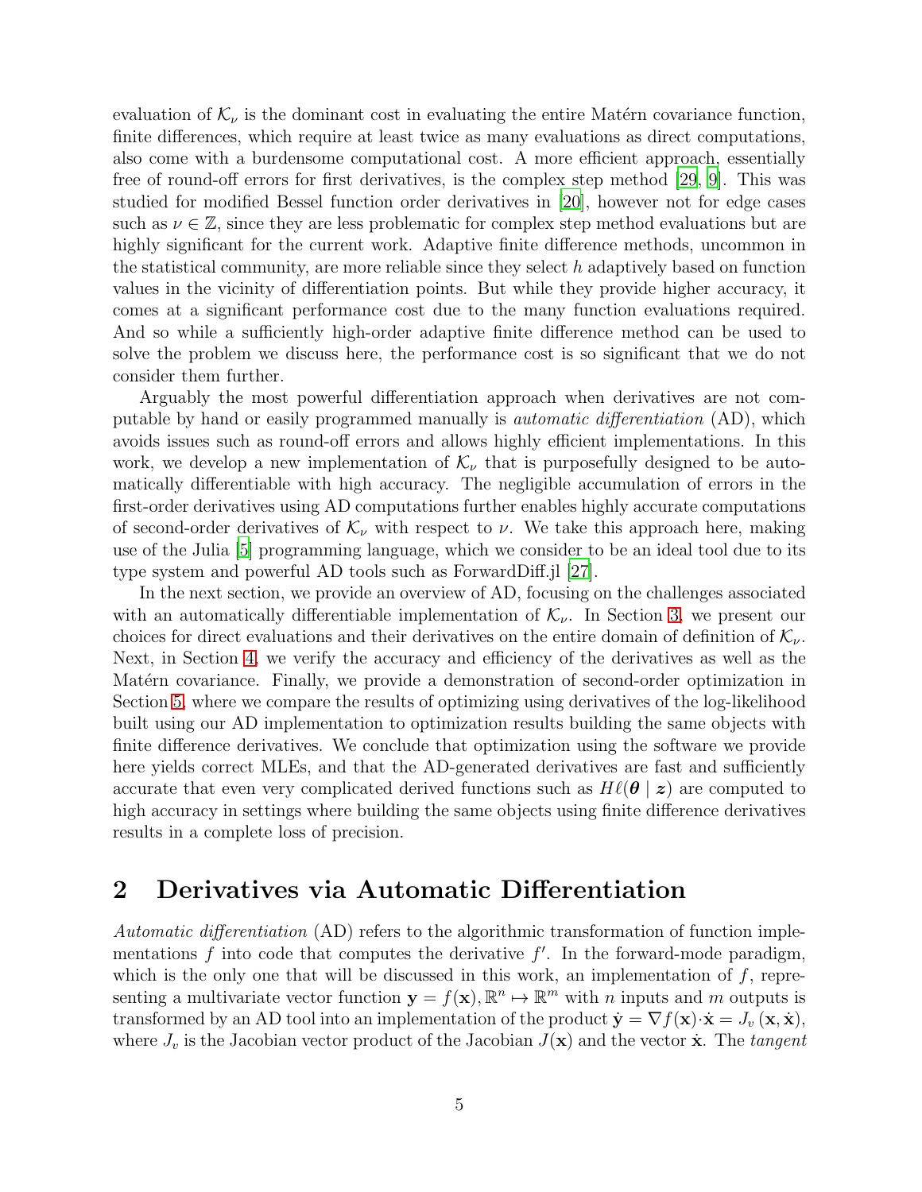evaluation of $\mathcal{K}_\nu$ is the dominant cost in evaluating the entire Matérn covariance function, finite differences, which require at least twice as many evaluations as direct computations, also come with a burdensome computational cost. A more efficient approach, essentially free of round-off errors for first derivatives, is the complex step method [29, 9]. This was studied for modified Bessel function order derivatives in [20], however not for edge cases such as $\nu \in \mathbb{Z}$, since they are less problematic for complex step method evaluations but are highly significant for the current work. Adaptive finite difference methods, uncommon in the statistical community, are more reliable since they select $h$ adaptively based on function values in the vicinity of differentiation points. But while they provide higher accuracy, it comes at a significant performance cost due to the many function evaluations required. And so while a sufficiently high-order adaptive finite difference method can be used to solve the problem we discuss here, the performance cost is so significant that we do not consider them further.

Arguably the most powerful differentiation approach when derivatives are not computable by hand or easily programmed manually is *automatic differentiation* (AD), which avoids issues such as round-off errors and allows highly efficient implementations. In this work, we develop a new implementation of $\mathcal{K}_\nu$ that is purposefully designed to be automatically differentiable with high accuracy. The negligible accumulation of errors in the first-order derivatives using AD computations further enables highly accurate computations of second-order derivatives of $\mathcal{K}_\nu$ with respect to $\nu$. We take this approach here, making use of the Julia [5] programming language, which we consider to be an ideal tool due to its type system and powerful AD tools such as ForwardDiff.jl [27].

In the next section, we provide an overview of AD, focusing on the challenges associated with an automatically differentiable implementation of $\mathcal{K}_\nu$. In Section 3, we present our choices for direct evaluations and their derivatives on the entire domain of definition of $\mathcal{K}_\nu$. Next, in Section 4, we verify the accuracy and efficiency of the derivatives as well as the Matérn covariance. Finally, we provide a demonstration of second-order optimization in Section 5, where we compare the results of optimizing using derivatives of the log-likelihood built using our AD implementation to optimization results building the same objects with finite difference derivatives. We conclude that optimization using the software we provide here yields correct MLEs, and that the AD-generated derivatives are fast and sufficiently accurate that even very complicated derived functions such as $H\ell(\boldsymbol{\theta} \mid \boldsymbol{z})$ are computed to high accuracy in settings where building the same objects using finite difference derivatives results in a complete loss of precision.

## 2 Derivatives via Automatic Differentiation

*Automatic differentiation* (AD) refers to the algorithmic transformation of function implementations $f$ into code that computes the derivative $f'$. In the forward-mode paradigm, which is the only one that will be discussed in this work, an implementation of $f$, representing a multivariate vector function $\mathbf{y} = f(\mathbf{x}), \mathbb{R}^n \mapsto \mathbb{R}^m$ with $n$ inputs and $m$ outputs is transformed by an AD tool into an implementation of the product $\dot{\mathbf{y}} = \nabla f(\mathbf{x}) \cdot \dot{\mathbf{x}} = J_v(\mathbf{x}, \dot{\mathbf{x}})$, where $J_v$ is the Jacobian vector product of the Jacobian $J(\mathbf{x})$ and the vector $\dot{\mathbf{x}}$. The *tangent*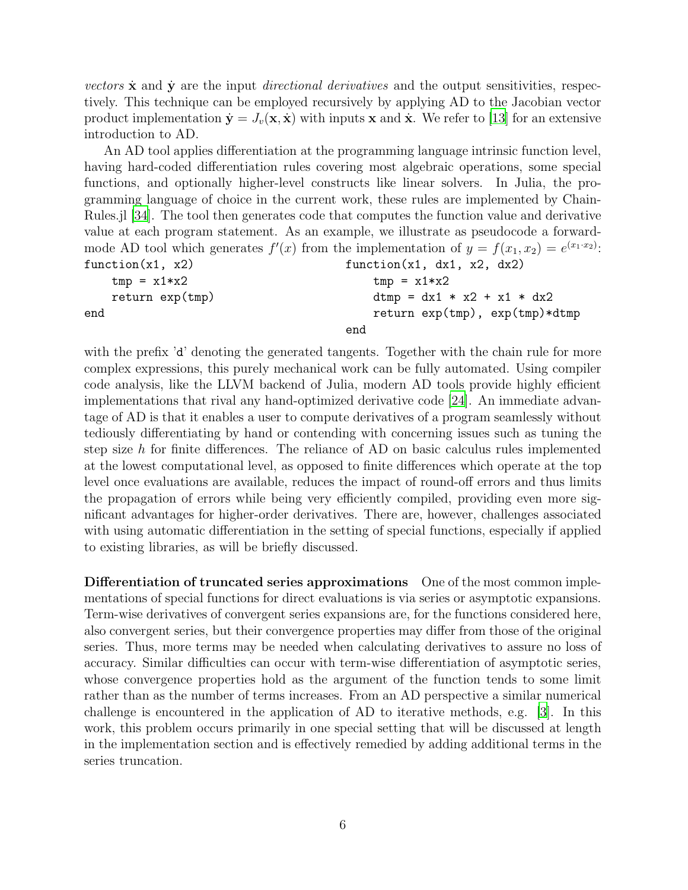*vectors* $\dot{\mathbf{x}}$ and $\dot{\mathbf{y}}$ are the input *directional derivatives* and the output sensitivities, respectively. This technique can be employed recursively by applying AD to the Jacobian vector product implementation $\dot{\mathbf{y}} = J_v(\mathbf{x}, \dot{\mathbf{x}})$ with inputs $\mathbf{x}$ and $\dot{\mathbf{x}}$. We refer to [13] for an extensive introduction to AD.

An AD tool applies differentiation at the programming language intrinsic function level, having hard-coded differentiation rules covering most algebraic operations, some special functions, and optionally higher-level constructs like linear solvers. In Julia, the programming language of choice in the current work, these rules are implemented by ChainRules.jl [34]. The tool then generates code that computes the function value and derivative value at each program statement. As an example, we illustrate as pseudocode a forward-mode AD tool which generates $f'(x)$ from the implementation of $y = f(x_1, x_2) = e^{(x_1 \cdot x_2)}$:

```
function(x1, x2)
    tmp = x1*x2
    return exp(tmp)
end
```

```
function(x1, dx1, x2, dx2)
    tmp = x1*x2
    dtmp = dx1 * x2 + x1 * dx2
    return exp(tmp), exp(tmp)*dtmp
end
```

with the prefix 'd' denoting the generated tangents. Together with the chain rule for more complex expressions, this purely mechanical work can be fully automated. Using compiler code analysis, like the LLVM backend of Julia, modern AD tools provide highly efficient implementations that rival any hand-optimized derivative code [24]. An immediate advantage of AD is that it enables a user to compute derivatives of a program seamlessly without tediously differentiating by hand or contending with concerning issues such as tuning the step size $h$ for finite differences. The reliance of AD on basic calculus rules implemented at the lowest computational level, as opposed to finite differences which operate at the top level once evaluations are available, reduces the impact of round-off errors and thus limits the propagation of errors while being very efficiently compiled, providing even more significant advantages for higher-order derivatives. There are, however, challenges associated with using automatic differentiation in the setting of special functions, especially if applied to existing libraries, as will be briefly discussed.

**Differentiation of truncated series approximations** One of the most common implementations of special functions for direct evaluations is via series or asymptotic expansions. Term-wise derivatives of convergent series expansions are, for the functions considered here, also convergent series, but their convergence properties may differ from those of the original series. Thus, more terms may be needed when calculating derivatives to assure no loss of accuracy. Similar difficulties can occur with term-wise differentiation of asymptotic series, whose convergence properties hold as the argument of the function tends to some limit rather than as the number of terms increases. From an AD perspective a similar numerical challenge is encountered in the application of AD to iterative methods, e.g. [3]. In this work, this problem occurs primarily in one special setting that will be discussed at length in the implementation section and is effectively remedied by adding additional terms in the series truncation.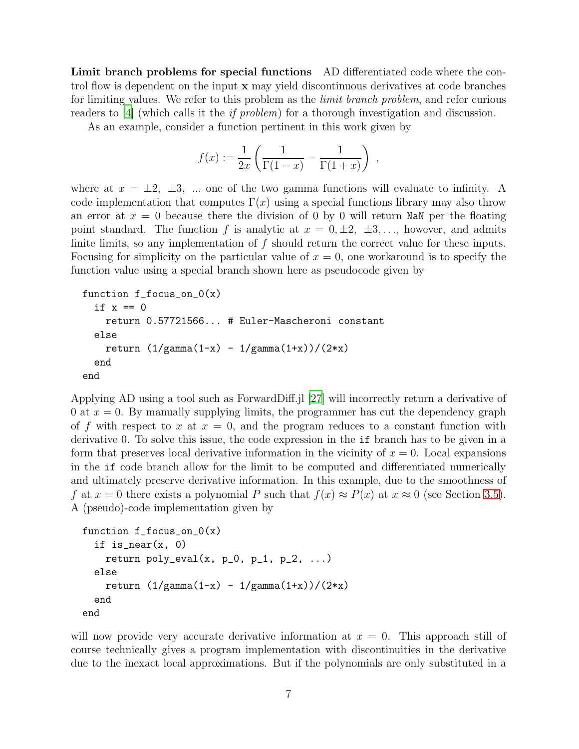**Limit branch problems for special functions** AD differentiated code where the control flow is dependent on the input $\mathbf{x}$ may yield discontinuous derivatives at code branches for limiting values. We refer to this problem as the *limit branch problem*, and refer curious readers to [4] (which calls it the *if problem*) for a thorough investigation and discussion.

As an example, consider a function pertinent in this work given by

$$f(x) := \frac{1}{2x}\left(\frac{1}{\Gamma(1-x)} - \frac{1}{\Gamma(1+x)}\right) ,$$

where at $x = \pm 2,\ \pm 3,\ \ldots$ one of the two gamma functions will evaluate to infinity. A code implementation that computes $\Gamma(x)$ using a special functions library may also throw an error at $x = 0$ because there the division of 0 by 0 will return `NaN` per the floating point standard. The function $f$ is analytic at $x = 0, \pm 2,\ \pm 3, \ldots$, however, and admits finite limits, so any implementation of $f$ should return the correct value for these inputs. Focusing for simplicity on the particular value of $x = 0$, one workaround is to specify the function value using a special branch shown here as pseudocode given by

```
function f_focus_on_0(x)
  if x == 0
    return 0.57721566... # Euler-Mascheroni constant
  else
    return (1/gamma(1-x) - 1/gamma(1+x))/(2*x)
  end
end
```

Applying AD using a tool such as ForwardDiff.jl [27] will incorrectly return a derivative of 0 at $x = 0$. By manually supplying limits, the programmer has cut the dependency graph of $f$ with respect to $x$ at $x = 0$, and the program reduces to a constant function with derivative 0. To solve this issue, the code expression in the `if` branch has to be given in a form that preserves local derivative information in the vicinity of $x = 0$. Local expansions in the `if` code branch allow for the limit to be computed and differentiated numerically and ultimately preserve derivative information. In this example, due to the smoothness of $f$ at $x = 0$ there exists a polynomial $P$ such that $f(x) \approx P(x)$ at $x \approx 0$ (see Section 3.5). A (pseudo)-code implementation given by

```
function f_focus_on_0(x)
  if is_near(x, 0)
    return poly_eval(x, p_0, p_1, p_2, ...)
  else
    return (1/gamma(1-x) - 1/gamma(1+x))/(2*x)
  end
end
```

will now provide very accurate derivative information at $x = 0$. This approach still of course technically gives a program implementation with discontinuities in the derivative due to the inexact local approximations. But if the polynomials are only substituted in a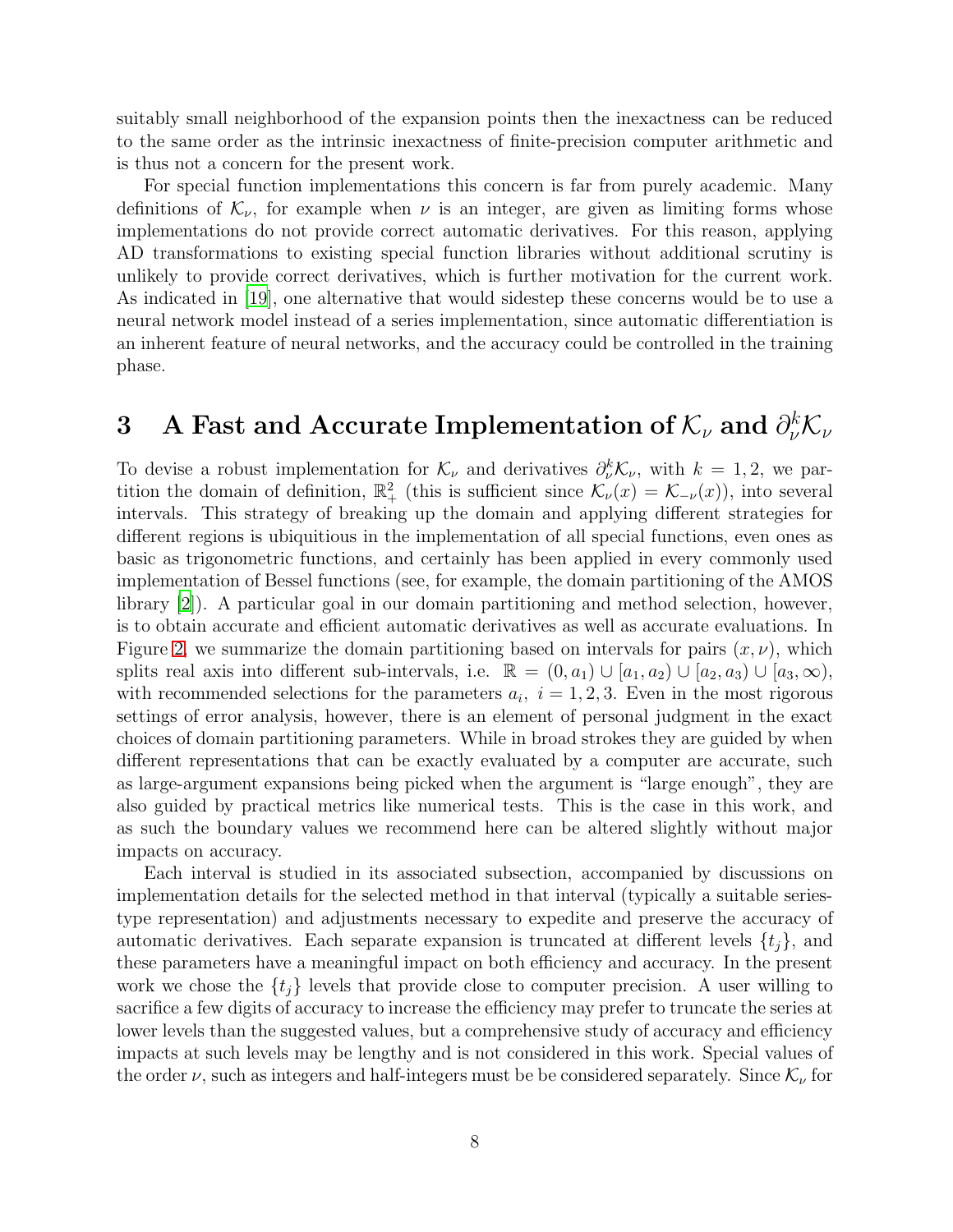suitably small neighborhood of the expansion points then the inexactness can be reduced to the same order as the intrinsic inexactness of finite-precision computer arithmetic and is thus not a concern for the present work.

For special function implementations this concern is far from purely academic. Many definitions of $\mathcal{K}_\nu$, for example when $\nu$ is an integer, are given as limiting forms whose implementations do not provide correct automatic derivatives. For this reason, applying AD transformations to existing special function libraries without additional scrutiny is unlikely to provide correct derivatives, which is further motivation for the current work. As indicated in [19], one alternative that would sidestep these concerns would be to use a neural network model instead of a series implementation, since automatic differentiation is an inherent feature of neural networks, and the accuracy could be controlled in the training phase.

# 3 A Fast and Accurate Implementation of $\mathcal{K}_\nu$ and $\partial_\nu^k \mathcal{K}_\nu$

To devise a robust implementation for $\mathcal{K}_\nu$ and derivatives $\partial_\nu^k \mathcal{K}_\nu$, with $k = 1, 2$, we partition the domain of definition, $\mathbb{R}_+^2$ (this is sufficient since $\mathcal{K}_\nu(x) = \mathcal{K}_{-\nu}(x)$), into several intervals. This strategy of breaking up the domain and applying different strategies for different regions is ubiquitious in the implementation of all special functions, even ones as basic as trigonometric functions, and certainly has been applied in every commonly used implementation of Bessel functions (see, for example, the domain partitioning of the AMOS library [2]). A particular goal in our domain partitioning and method selection, however, is to obtain accurate and efficient automatic derivatives as well as accurate evaluations. In Figure 2, we summarize the domain partitioning based on intervals for pairs $(x, \nu)$, which splits real axis into different sub-intervals, i.e. $\mathbb{R} = (0, a_1) \cup [a_1, a_2) \cup [a_2, a_3) \cup [a_3, \infty)$, with recommended selections for the parameters $a_i, \ i = 1, 2, 3$. Even in the most rigorous settings of error analysis, however, there is an element of personal judgment in the exact choices of domain partitioning parameters. While in broad strokes they are guided by when different representations that can be exactly evaluated by a computer are accurate, such as large-argument expansions being picked when the argument is "large enough", they are also guided by practical metrics like numerical tests. This is the case in this work, and as such the boundary values we recommend here can be altered slightly without major impacts on accuracy.

Each interval is studied in its associated subsection, accompanied by discussions on implementation details for the selected method in that interval (typically a suitable series-type representation) and adjustments necessary to expedite and preserve the accuracy of automatic derivatives. Each separate expansion is truncated at different levels $\{t_j\}$, and these parameters have a meaningful impact on both efficiency and accuracy. In the present work we chose the $\{t_j\}$ levels that provide close to computer precision. A user willing to sacrifice a few digits of accuracy to increase the efficiency may prefer to truncate the series at lower levels than the suggested values, but a comprehensive study of accuracy and efficiency impacts at such levels may be lengthy and is not considered in this work. Special values of the order $\nu$, such as integers and half-integers must be be considered separately. Since $\mathcal{K}_\nu$ for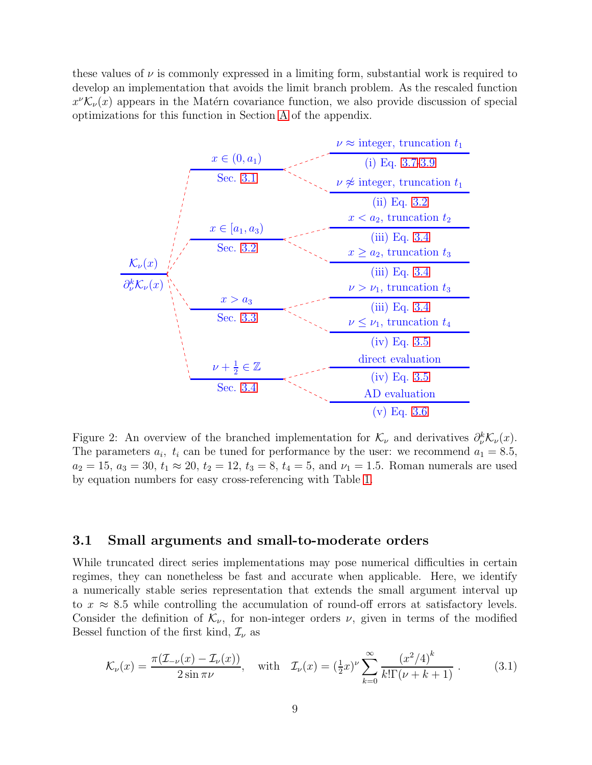these values of $\nu$ is commonly expressed in a limiting form, substantial work is required to develop an implementation that avoids the limit branch problem. As the rescaled function $x^\nu \mathcal{K}_\nu(x)$ appears in the Matérn covariance function, we also provide discussion of special optimizations for this function in Section A of the appendix.

Figure 2: An overview of the branched implementation for $\mathcal{K}_\nu$ and derivatives $\partial_\nu^k \mathcal{K}_\nu(x)$. The parameters $a_i$, $t_i$ can be tuned for performance by the user: we recommend $a_1 = 8.5$, $a_2 = 15$, $a_3 = 30$, $t_1 \approx 20$, $t_2 = 12$, $t_3 = 8$, $t_4 = 5$, and $\nu_1 = 1.5$. Roman numerals are used by equation numbers for easy cross-referencing with Table 1.

## 3.1 Small arguments and small-to-moderate orders

While truncated direct series implementations may pose numerical difficulties in certain regimes, they can nonetheless be fast and accurate when applicable. Here, we identify a numerically stable series representation that extends the small argument interval up to $x \approx 8.5$ while controlling the accumulation of round-off errors at satisfactory levels. Consider the definition of $\mathcal{K}_\nu$, for non-integer orders $\nu$, given in terms of the modified Bessel function of the first kind, $\mathcal{I}_\nu$ as

$$\mathcal{K}_\nu(x) = \frac{\pi(\mathcal{I}_{-\nu}(x) - \mathcal{I}_\nu(x))}{2\sin \pi\nu}, \quad \text{with} \quad \mathcal{I}_\nu(x) = (\tfrac{1}{2}x)^\nu \sum_{k=0}^{\infty} \frac{(x^2/4)^k}{k!\Gamma(\nu + k + 1)} . \tag{3.1}$$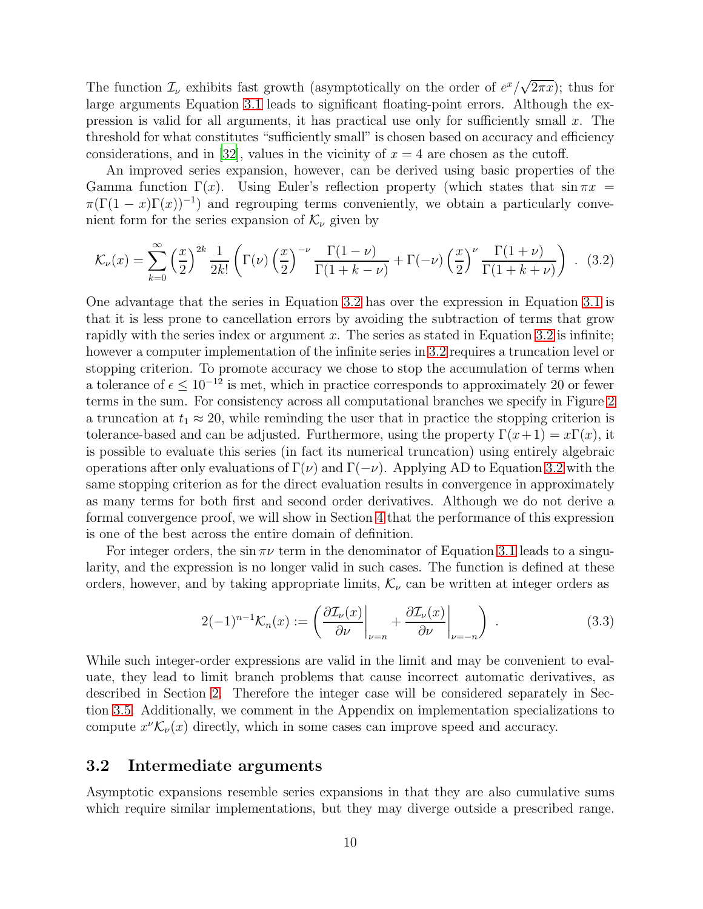The function $\mathcal{I}_\nu$ exhibits fast growth (asymptotically on the order of $e^x/\sqrt{2\pi x}$); thus for large arguments Equation 3.1 leads to significant floating-point errors. Although the expression is valid for all arguments, it has practical use only for sufficiently small $x$. The threshold for what constitutes "sufficiently small" is chosen based on accuracy and efficiency considerations, and in [32], values in the vicinity of $x = 4$ are chosen as the cutoff.

An improved series expansion, however, can be derived using basic properties of the Gamma function $\Gamma(x)$. Using Euler's reflection property (which states that $\sin \pi x = \pi(\Gamma(1-x)\Gamma(x))^{-1}$) and regrouping terms conveniently, we obtain a particularly convenient form for the series expansion of $\mathcal{K}_\nu$ given by

$$\mathcal{K}_\nu(x) = \sum_{k=0}^{\infty} \left(\frac{x}{2}\right)^{2k} \frac{1}{2k!} \left( \Gamma(\nu) \left(\frac{x}{2}\right)^{-\nu} \frac{\Gamma(1-\nu)}{\Gamma(1+k-\nu)} + \Gamma(-\nu) \left(\frac{x}{2}\right)^{\nu} \frac{\Gamma(1+\nu)}{\Gamma(1+k+\nu)} \right) . \quad (3.2)$$

One advantage that the series in Equation 3.2 has over the expression in Equation 3.1 is that it is less prone to cancellation errors by avoiding the subtraction of terms that grow rapidly with the series index or argument $x$. The series as stated in Equation 3.2 is infinite; however a computer implementation of the infinite series in 3.2 requires a truncation level or stopping criterion. To promote accuracy we chose to stop the accumulation of terms when a tolerance of $\epsilon \leq 10^{-12}$ is met, which in practice corresponds to approximately 20 or fewer terms in the sum. For consistency across all computational branches we specify in Figure 2 a truncation at $t_1 \approx 20$, while reminding the user that in practice the stopping criterion is tolerance-based and can be adjusted. Furthermore, using the property $\Gamma(x+1) = x\Gamma(x)$, it is possible to evaluate this series (in fact its numerical truncation) using entirely algebraic operations after only evaluations of $\Gamma(\nu)$ and $\Gamma(-\nu)$. Applying AD to Equation 3.2 with the same stopping criterion as for the direct evaluation results in convergence in approximately as many terms for both first and second order derivatives. Although we do not derive a formal convergence proof, we will show in Section 4 that the performance of this expression is one of the best across the entire domain of definition.

For integer orders, the $\sin \pi\nu$ term in the denominator of Equation 3.1 leads to a singularity, and the expression is no longer valid in such cases. The function is defined at these orders, however, and by taking appropriate limits, $\mathcal{K}_\nu$ can be written at integer orders as

$$2(-1)^{n-1}\mathcal{K}_n(x) := \left( \left.\frac{\partial \mathcal{I}_\nu(x)}{\partial \nu}\right|_{\nu=n} + \left.\frac{\partial \mathcal{I}_\nu(x)}{\partial \nu}\right|_{\nu=-n} \right) . \quad (3.3)$$

While such integer-order expressions are valid in the limit and may be convenient to evaluate, they lead to limit branch problems that cause incorrect automatic derivatives, as described in Section 2. Therefore the integer case will be considered separately in Section 3.5. Additionally, we comment in the Appendix on implementation specializations to compute $x^\nu \mathcal{K}_\nu(x)$ directly, which in some cases can improve speed and accuracy.

## 3.2 Intermediate arguments

Asymptotic expansions resemble series expansions in that they are also cumulative sums which require similar implementations, but they may diverge outside a prescribed range.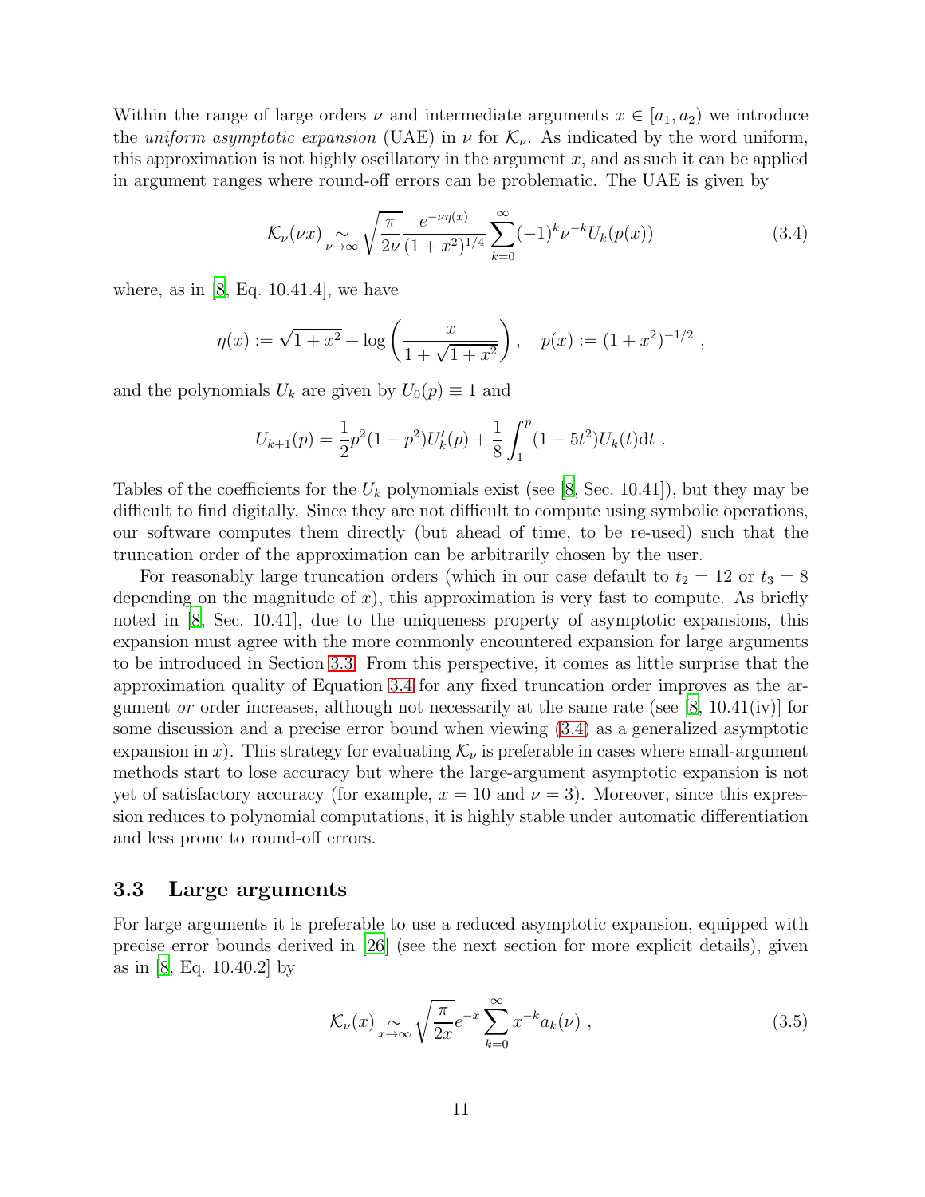Within the range of large orders $\nu$ and intermediate arguments $x \in [a_1, a_2)$ we introduce the *uniform asymptotic expansion* (UAE) in $\nu$ for $\mathcal{K}_\nu$. As indicated by the word uniform, this approximation is not highly oscillatory in the argument $x$, and as such it can be applied in argument ranges where round-off errors can be problematic. The UAE is given by

$$\mathcal{K}_\nu(\nu x) \underset{\nu\to\infty}{\sim} \sqrt{\frac{\pi}{2\nu}} \frac{e^{-\nu\eta(x)}}{(1+x^2)^{1/4}} \sum_{k=0}^{\infty} (-1)^k \nu^{-k} U_k(p(x)) \tag{3.4}$$

where, as in [8, Eq. 10.41.4], we have

$$\eta(x) := \sqrt{1+x^2} + \log\left(\frac{x}{1+\sqrt{1+x^2}}\right), \quad p(x) := (1+x^2)^{-1/2} ,$$

and the polynomials $U_k$ are given by $U_0(p) \equiv 1$ and

$$U_{k+1}(p) = \frac{1}{2}p^2(1-p^2)U_k'(p) + \frac{1}{8}\int_1^p (1-5t^2)U_k(t)\mathrm{d}t .$$

Tables of the coefficients for the $U_k$ polynomials exist (see [8, Sec. 10.41]), but they may be difficult to find digitally. Since they are not difficult to compute using symbolic operations, our software computes them directly (but ahead of time, to be re-used) such that the truncation order of the approximation can be arbitrarily chosen by the user.

For reasonably large truncation orders (which in our case default to $t_2 = 12$ or $t_3 = 8$ depending on the magnitude of $x$), this approximation is very fast to compute. As briefly noted in [8, Sec. 10.41], due to the uniqueness property of asymptotic expansions, this expansion must agree with the more commonly encountered expansion for large arguments to be introduced in Section 3.3. From this perspective, it comes as little surprise that the approximation quality of Equation 3.4 for any fixed truncation order improves as the argument *or* order increases, although not necessarily at the same rate (see [8, 10.41(iv)] for some discussion and a precise error bound when viewing (3.4) as a generalized asymptotic expansion in $x$). This strategy for evaluating $\mathcal{K}_\nu$ is preferable in cases where small-argument methods start to lose accuracy but where the large-argument asymptotic expansion is not yet of satisfactory accuracy (for example, $x = 10$ and $\nu = 3$). Moreover, since this expression reduces to polynomial computations, it is highly stable under automatic differentiation and less prone to round-off errors.

## 3.3 Large arguments

For large arguments it is preferable to use a reduced asymptotic expansion, equipped with precise error bounds derived in [26] (see the next section for more explicit details), given as in [8, Eq. 10.40.2] by

$$\mathcal{K}_\nu(x) \underset{x\to\infty}{\sim} \sqrt{\frac{\pi}{2x}} e^{-x} \sum_{k=0}^{\infty} x^{-k} a_k(\nu) , \tag{3.5}$$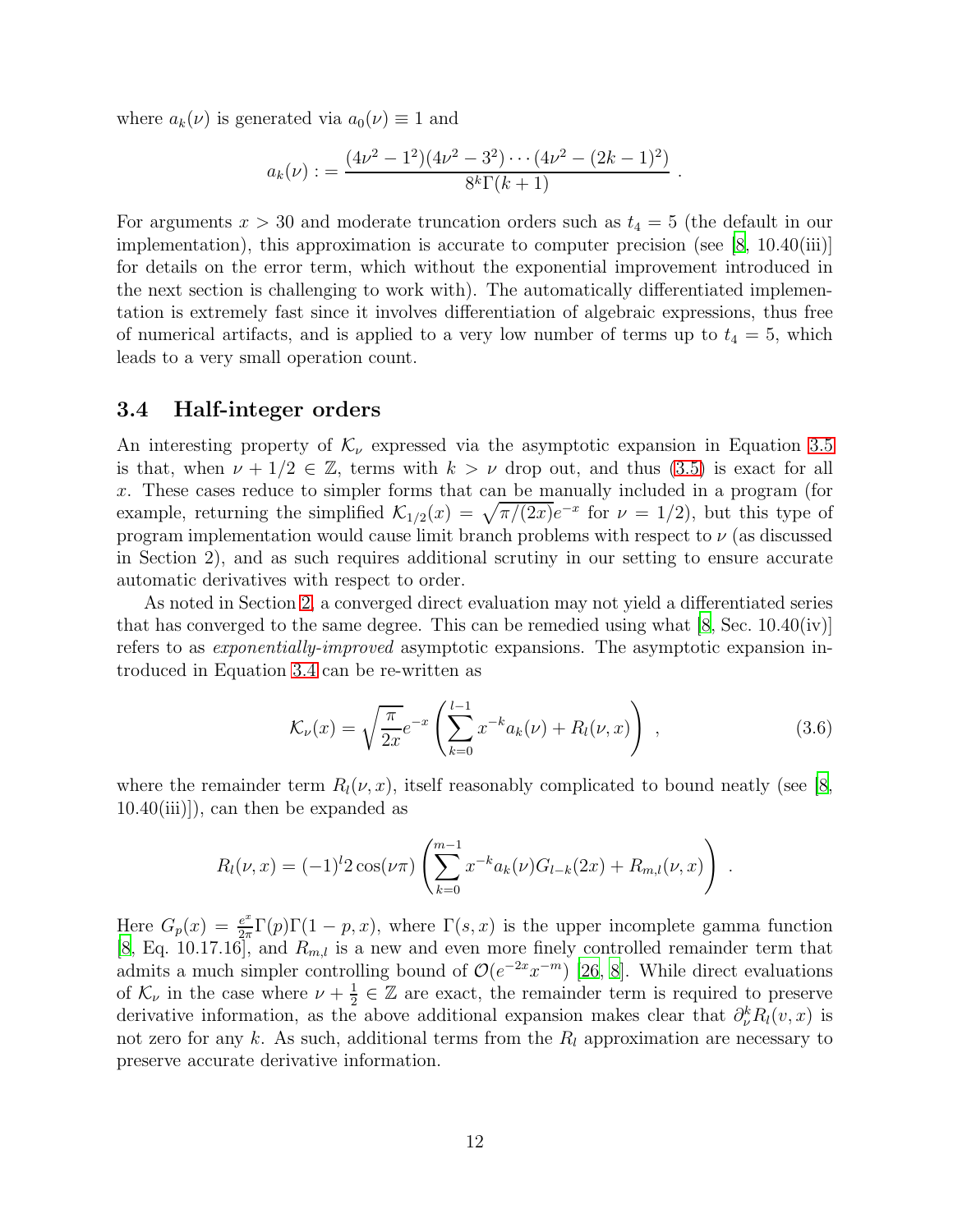where $a_k(\nu)$ is generated via $a_0(\nu) \equiv 1$ and

$$a_k(\nu) := \frac{(4\nu^2 - 1^2)(4\nu^2 - 3^2)\cdots(4\nu^2 - (2k-1)^2)}{8^k \Gamma(k+1)} .$$

For arguments $x > 30$ and moderate truncation orders such as $t_4 = 5$ (the default in our implementation), this approximation is accurate to computer precision (see [8, 10.40(iii)] for details on the error term, which without the exponential improvement introduced in the next section is challenging to work with). The automatically differentiated implementation is extremely fast since it involves differentiation of algebraic expressions, thus free of numerical artifacts, and is applied to a very low number of terms up to $t_4 = 5$, which leads to a very small operation count.

### 3.4 Half-integer orders

An interesting property of $\mathcal{K}_\nu$ expressed via the asymptotic expansion in Equation 3.5 is that, when $\nu + 1/2 \in \mathbb{Z}$, terms with $k > \nu$ drop out, and thus (3.5) is exact for all $x$. These cases reduce to simpler forms that can be manually included in a program (for example, returning the simplified $\mathcal{K}_{1/2}(x) = \sqrt{\pi/(2x)}e^{-x}$ for $\nu = 1/2$), but this type of program implementation would cause limit branch problems with respect to $\nu$ (as discussed in Section 2), and as such requires additional scrutiny in our setting to ensure accurate automatic derivatives with respect to order.

As noted in Section 2, a converged direct evaluation may not yield a differentiated series that has converged to the same degree. This can be remedied using what [8, Sec. 10.40(iv)] refers to as *exponentially-improved* asymptotic expansions. The asymptotic expansion introduced in Equation 3.4 can be re-written as

$$\mathcal{K}_\nu(x) = \sqrt{\frac{\pi}{2x}} e^{-x} \left( \sum_{k=0}^{l-1} x^{-k} a_k(\nu) + R_l(\nu, x) \right) , \tag{3.6}$$

where the remainder term $R_l(\nu, x)$, itself reasonably complicated to bound neatly (see [8, 10.40(iii)]), can then be expanded as

$$R_l(\nu, x) = (-1)^l 2\cos(\nu\pi) \left( \sum_{k=0}^{m-1} x^{-k} a_k(\nu) G_{l-k}(2x) + R_{m,l}(\nu, x) \right) .$$

Here $G_p(x) = \frac{e^x}{2\pi}\Gamma(p)\Gamma(1-p, x)$, where $\Gamma(s, x)$ is the upper incomplete gamma function [8, Eq. 10.17.16], and $R_{m,l}$ is a new and even more finely controlled remainder term that admits a much simpler controlling bound of $\mathcal{O}(e^{-2x}x^{-m})$ [26, 8]. While direct evaluations of $\mathcal{K}_\nu$ in the case where $\nu + \frac{1}{2} \in \mathbb{Z}$ are exact, the remainder term is required to preserve derivative information, as the above additional expansion makes clear that $\partial_\nu^k R_l(v, x)$ is not zero for any $k$. As such, additional terms from the $R_l$ approximation are necessary to preserve accurate derivative information.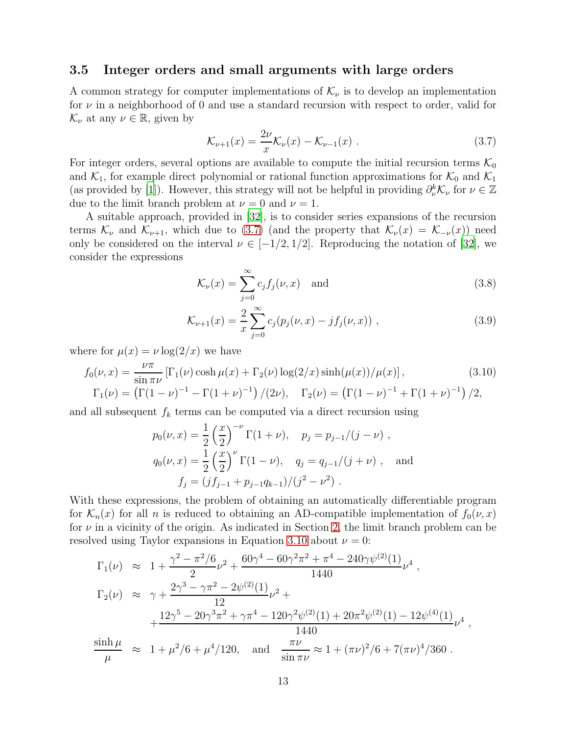### 3.5 Integer orders and small arguments with large orders

A common strategy for computer implementations of $\mathcal{K}_\nu$ is to develop an implementation for $\nu$ in a neighborhood of 0 and use a standard recursion with respect to order, valid for $\mathcal{K}_\nu$ at any $\nu \in \mathbb{R}$, given by

$$\mathcal{K}_{\nu+1}(x) = \frac{2\nu}{x}\mathcal{K}_\nu(x) - \mathcal{K}_{\nu-1}(x) \; . \tag{3.7}$$

For integer orders, several options are available to compute the initial recursion terms $\mathcal{K}_0$ and $\mathcal{K}_1$, for example direct polynomial or rational function approximations for $\mathcal{K}_0$ and $\mathcal{K}_1$ (as provided by [1]). However, this strategy will not be helpful in providing $\partial_\nu^k \mathcal{K}_\nu$ for $\nu \in \mathbb{Z}$ due to the limit branch problem at $\nu = 0$ and $\nu = 1$.

A suitable approach, provided in [32], is to consider series expansions of the recursion terms $\mathcal{K}_\nu$ and $\mathcal{K}_{\nu+1}$, which due to (3.7) (and the property that $\mathcal{K}_\nu(x) = \mathcal{K}_{-\nu}(x)$) need only be considered on the interval $\nu \in [-1/2, 1/2]$. Reproducing the notation of [32], we consider the expressions

$$\mathcal{K}_\nu(x) = \sum_{j=0}^{\infty} c_j f_j(\nu, x) \quad \text{and} \tag{3.8}$$

$$\mathcal{K}_{\nu+1}(x) = \frac{2}{x}\sum_{j=0}^{\infty} c_j (p_j(\nu, x) - j f_j(\nu, x)) \; , \tag{3.9}$$

where for $\mu(x) = \nu \log(2/x)$ we have

$$f_0(\nu, x) = \frac{\nu\pi}{\sin \pi\nu}\left[\Gamma_1(\nu)\cosh \mu(x) + \Gamma_2(\nu)\log(2/x)\sinh(\mu(x))/\mu(x)\right], \tag{3.10}$$
$$\Gamma_1(\nu) = \left(\Gamma(1-\nu)^{-1} - \Gamma(1+\nu)^{-1}\right)/(2\nu), \quad \Gamma_2(\nu) = \left(\Gamma(1-\nu)^{-1} + \Gamma(1+\nu)^{-1}\right)/2,$$

and all subsequent $f_k$ terms can be computed via a direct recursion using

$$\begin{aligned}
p_0(\nu, x) &= \frac{1}{2}\left(\frac{x}{2}\right)^{-\nu}\Gamma(1+\nu), \quad p_j = p_{j-1}/(j-\nu) \; , \\
q_0(\nu, x) &= \frac{1}{2}\left(\frac{x}{2}\right)^{\nu}\Gamma(1-\nu), \quad q_j = q_{j-1}/(j+\nu) \; , \quad \text{and} \\
f_j &= (j f_{j-1} + p_{j-1} q_{k-1})/(j^2 - \nu^2) \; .
\end{aligned}$$

With these expressions, the problem of obtaining an automatically differentiable program for $\mathcal{K}_n(x)$ for all $n$ is reduced to obtaining an AD-compatible implementation of $f_0(\nu, x)$ for $\nu$ in a vicinity of the origin. As indicated in Section 2, the limit branch problem can be resolved using Taylor expansions in Equation 3.10 about $\nu = 0$:

$$\begin{aligned}
\Gamma_1(\nu) &\approx 1 + \frac{\gamma^2 - \pi^2/6}{2}\nu^2 + \frac{60\gamma^4 - 60\gamma^2\pi^2 + \pi^4 - 240\gamma\psi^{(2)}(1)}{1440}\nu^4 \; , \\
\Gamma_2(\nu) &\approx \gamma + \frac{2\gamma^3 - \gamma\pi^2 - 2\psi^{(2)}(1)}{12}\nu^2 + \\
&\quad + \frac{12\gamma^5 - 20\gamma^3\pi^2 + \gamma\pi^4 - 120\gamma^2\psi^{(2)}(1) + 20\pi^2\psi^{(2)}(1) - 12\psi^{(4)}(1)}{1440}\nu^4 \; , \\
\frac{\sinh \mu}{\mu} &\approx 1 + \mu^2/6 + \mu^4/120, \quad \text{and} \quad \frac{\pi\nu}{\sin \pi\nu} \approx 1 + (\pi\nu)^2/6 + 7(\pi\nu)^4/360 \; .
\end{aligned}$$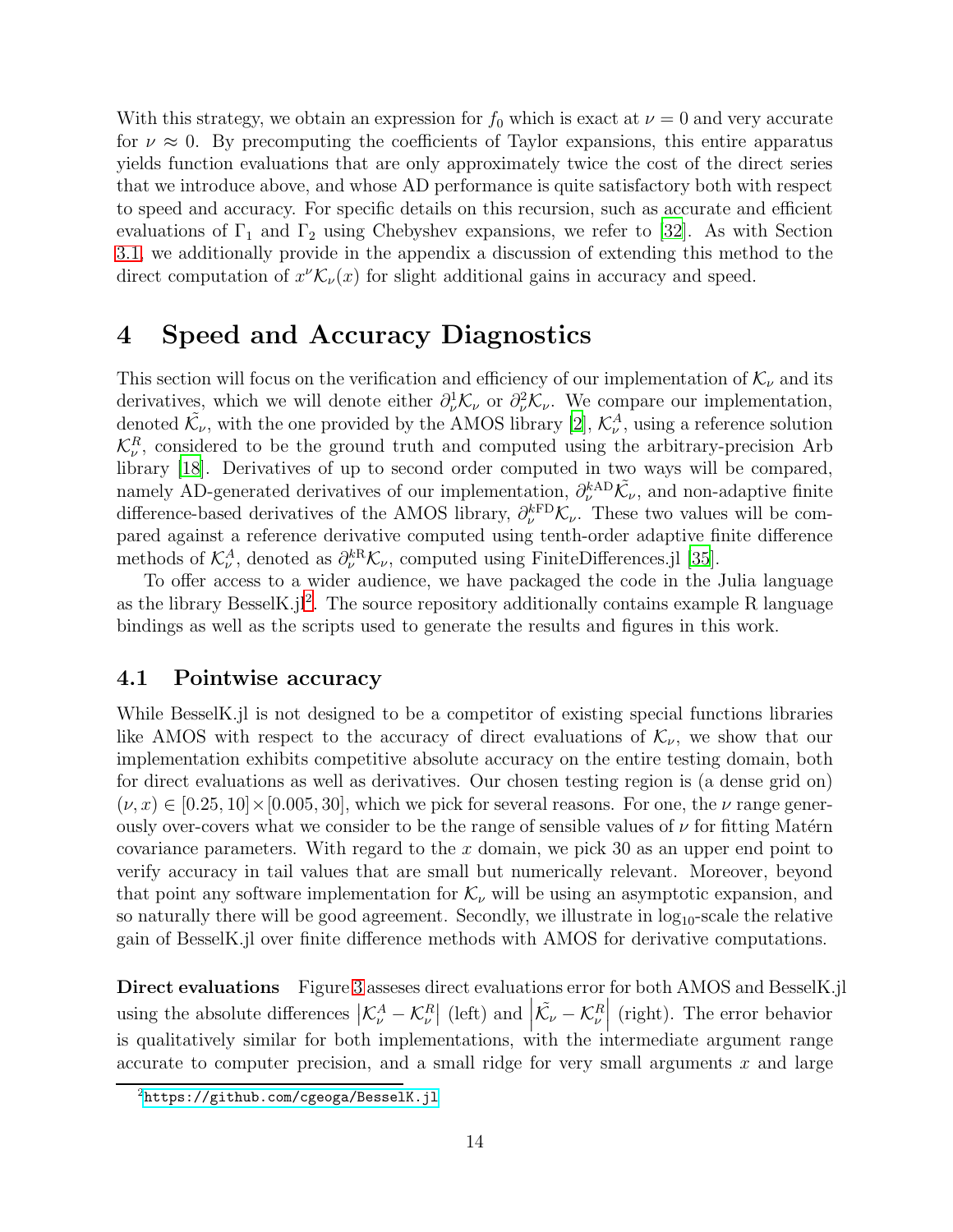With this strategy, we obtain an expression for $f_0$ which is exact at $\nu = 0$ and very accurate for $\nu \approx 0$. By precomputing the coefficients of Taylor expansions, this entire apparatus yields function evaluations that are only approximately twice the cost of the direct series that we introduce above, and whose AD performance is quite satisfactory both with respect to speed and accuracy. For specific details on this recursion, such as accurate and efficient evaluations of $\Gamma_1$ and $\Gamma_2$ using Chebyshev expansions, we refer to [32]. As with Section 3.1, we additionally provide in the appendix a discussion of extending this method to the direct computation of $x^\nu \mathcal{K}_\nu(x)$ for slight additional gains in accuracy and speed.

# 4 Speed and Accuracy Diagnostics

This section will focus on the verification and efficiency of our implementation of $\mathcal{K}_\nu$ and its derivatives, which we will denote either $\partial^1_\nu \mathcal{K}_\nu$ or $\partial^2_\nu \mathcal{K}_\nu$. We compare our implementation, denoted $\tilde{\mathcal{K}_\nu}$, with the one provided by the AMOS library [2], $\mathcal{K}^A_\nu$, using a reference solution $\mathcal{K}^R_\nu$, considered to be the ground truth and computed using the arbitrary-precision Arb library [18]. Derivatives of up to second order computed in two ways will be compared, namely AD-generated derivatives of our implementation, $\partial^{k\text{AD}}_\nu \tilde{\mathcal{K}_\nu}$, and non-adaptive finite difference-based derivatives of the AMOS library, $\partial^{k\text{FD}}_\nu \mathcal{K}_\nu$. These two values will be compared against a reference derivative computed using tenth-order adaptive finite difference methods of $\mathcal{K}^A_\nu$, denoted as $\partial^{k\text{R}}_\nu \mathcal{K}_\nu$, computed using FiniteDifferences.jl [35].

To offer access to a wider audience, we have packaged the code in the Julia language as the library BesselK.jl[2]. The source repository additionally contains example R language bindings as well as the scripts used to generate the results and figures in this work.

## 4.1 Pointwise accuracy

While BesselK.jl is not designed to be a competitor of existing special functions libraries like AMOS with respect to the accuracy of direct evaluations of $\mathcal{K}_\nu$, we show that our implementation exhibits competitive absolute accuracy on the entire testing domain, both for direct evaluations as well as derivatives. Our chosen testing region is (a dense grid on) $(\nu, x) \in [0.25, 10] \times [0.005, 30]$, which we pick for several reasons. For one, the $\nu$ range generously over-covers what we consider to be the range of sensible values of $\nu$ for fitting Matérn covariance parameters. With regard to the $x$ domain, we pick 30 as an upper end point to verify accuracy in tail values that are small but numerically relevant. Moreover, beyond that point any software implementation for $\mathcal{K}_\nu$ will be using an asymptotic expansion, and so naturally there will be good agreement. Secondly, we illustrate in $\log_{10}$-scale the relative gain of BesselK.jl over finite difference methods with AMOS for derivative computations.

**Direct evaluations** Figure 3 asseses direct evaluations error for both AMOS and BesselK.jl using the absolute differences $\left|\mathcal{K}^A_\nu - \mathcal{K}^R_\nu\right|$ (left) and $\left|\tilde{\mathcal{K}_\nu} - \mathcal{K}^R_\nu\right|$ (right). The error behavior is qualitatively similar for both implementations, with the intermediate argument range accurate to computer precision, and a small ridge for very small arguments $x$ and large

[2] https://github.com/cgeoga/BesselK.jl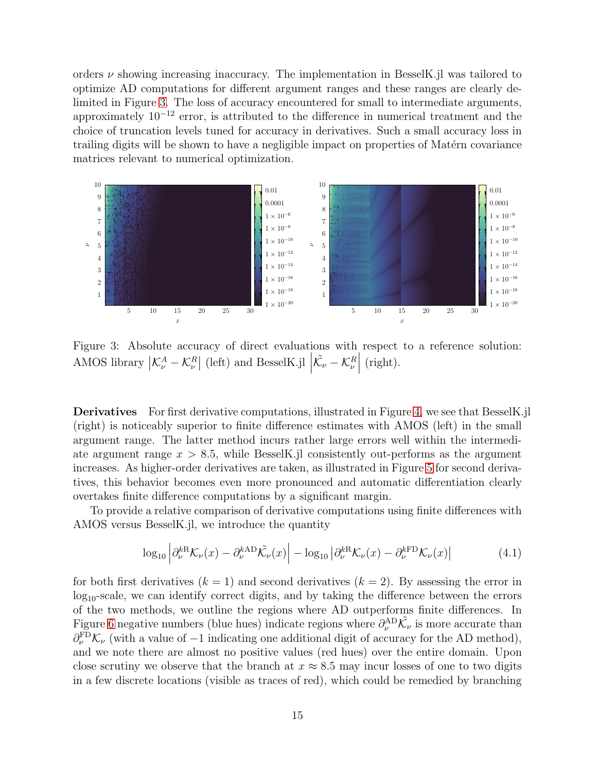orders $\nu$ showing increasing inaccuracy. The implementation in BesselK.jl was tailored to optimize AD computations for different argument ranges and these ranges are clearly delimited in Figure 3. The loss of accuracy encountered for small to intermediate arguments, approximately $10^{-12}$ error, is attributed to the difference in numerical treatment and the choice of truncation levels tuned for accuracy in derivatives. Such a small accuracy loss in trailing digits will be shown to have a negligible impact on properties of Matérn covariance matrices relevant to numerical optimization.

Figure 3: Absolute accuracy of direct evaluations with respect to a reference solution: AMOS library $\left|\mathcal{K}_\nu^A - \mathcal{K}_\nu^R\right|$ (left) and BesselK.jl $\left|\tilde{\mathcal{K}_\nu} - \mathcal{K}_\nu^R\right|$ (right).

**Derivatives** For first derivative computations, illustrated in Figure 4, we see that BesselK.jl (right) is noticeably superior to finite difference estimates with AMOS (left) in the small argument range. The latter method incurs rather large errors well within the intermediate argument range $x > 8.5$, while BesselK.jl consistently out-performs as the argument increases. As higher-order derivatives are taken, as illustrated in Figure 5 for second derivatives, this behavior becomes even more pronounced and automatic differentiation clearly overtakes finite difference computations by a significant margin.

To provide a relative comparison of derivative computations using finite differences with AMOS versus BesselK.jl, we introduce the quantity

$$\log_{10}\left|\partial_\nu^{k\mathrm{R}}\mathcal{K}_\nu(x) - \partial_\nu^{k\mathrm{AD}}\tilde{\mathcal{K}_\nu}(x)\right| - \log_{10}\left|\partial_\nu^{k\mathrm{R}}\mathcal{K}_\nu(x) - \partial_\nu^{k\mathrm{FD}}\mathcal{K}_\nu(x)\right| \tag{4.1}$$

for both first derivatives ($k = 1$) and second derivatives ($k = 2$). By assessing the error in $\log_{10}$-scale, we can identify correct digits, and by taking the difference between the errors of the two methods, we outline the regions where AD outperforms finite differences. In Figure 6 negative numbers (blue hues) indicate regions where $\partial_\nu^{\mathrm{AD}}\tilde{\mathcal{K}_\nu}$ is more accurate than $\partial_\nu^{\mathrm{FD}}\mathcal{K}_\nu$ (with a value of $-1$ indicating one additional digit of accuracy for the AD method), and we note there are almost no positive values (red hues) over the entire domain. Upon close scrutiny we observe that the branch at $x \approx 8.5$ may incur losses of one to two digits in a few discrete locations (visible as traces of red), which could be remedied by branching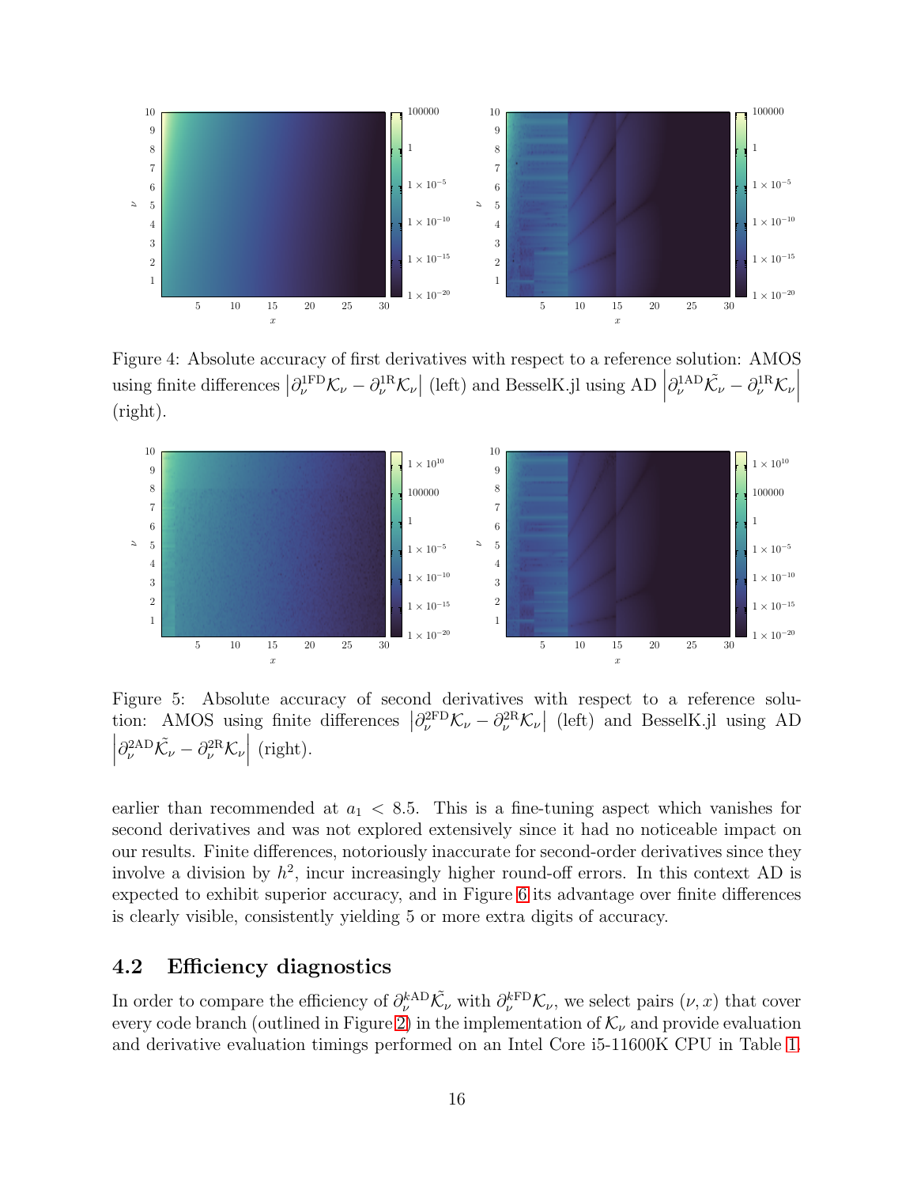Figure 4: Absolute accuracy of first derivatives with respect to a reference solution: AMOS using finite differences $\left|\partial_\nu^{1\text{FD}}\mathcal{K}_\nu - \partial_\nu^{1\text{R}}\mathcal{K}_\nu\right|$ (left) and BesselK.jl using AD $\left|\partial_\nu^{1\text{AD}}\tilde{\mathcal{K}_\nu} - \partial_\nu^{1\text{R}}\mathcal{K}_\nu\right|$ (right).

Figure 5: Absolute accuracy of second derivatives with respect to a reference solution: AMOS using finite differences $\left|\partial_\nu^{2\text{FD}}\mathcal{K}_\nu - \partial_\nu^{2\text{R}}\mathcal{K}_\nu\right|$ (left) and BesselK.jl using AD $\left|\partial_\nu^{2\text{AD}}\tilde{\mathcal{K}_\nu} - \partial_\nu^{2\text{R}}\mathcal{K}_\nu\right|$ (right).

earlier than recommended at $a_1 < 8.5$. This is a fine-tuning aspect which vanishes for second derivatives and was not explored extensively since it had no noticeable impact on our results. Finite differences, notoriously inaccurate for second-order derivatives since they involve a division by $h^2$, incur increasingly higher round-off errors. In this context AD is expected to exhibit superior accuracy, and in Figure 6 its advantage over finite differences is clearly visible, consistently yielding 5 or more extra digits of accuracy.

## 4.2 Efficiency diagnostics

In order to compare the efficiency of $\partial_\nu^{k\text{AD}}\tilde{\mathcal{K}_\nu}$ with $\partial_\nu^{k\text{FD}}\mathcal{K}_\nu$, we select pairs $(\nu, x)$ that cover every code branch (outlined in Figure 2) in the implementation of $\mathcal{K}_\nu$ and provide evaluation and derivative evaluation timings performed on an Intel Core i5-11600K CPU in Table 1.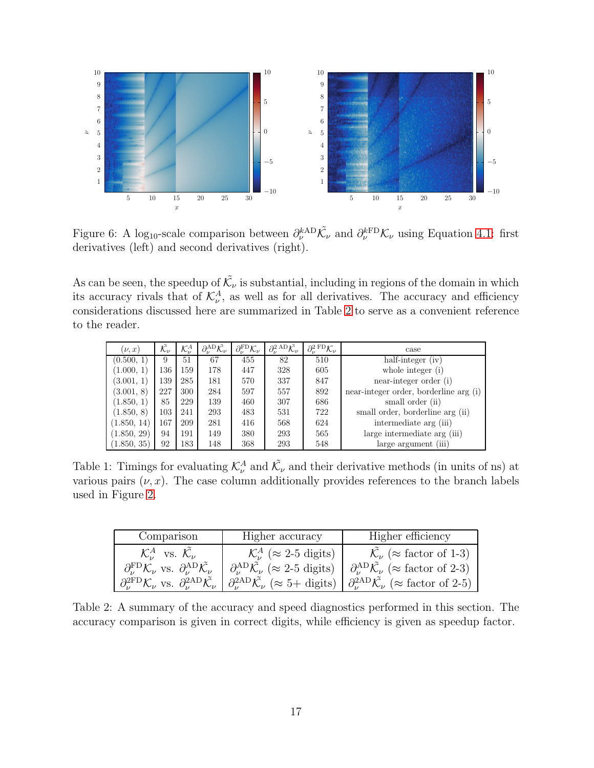Figure 6: A $\log_{10}$-scale comparison between $\partial_\nu^{k\mathrm{AD}}\tilde{\mathcal{K}}_\nu$ and $\partial_\nu^{k\mathrm{FD}}\mathcal{K}_\nu$ using Equation 4.1: first derivatives (left) and second derivatives (right).

As can be seen, the speedup of $\tilde{\mathcal{K}}_\nu$ is substantial, including in regions of the domain in which its accuracy rivals that of $\mathcal{K}_\nu^A$, as well as for all derivatives. The accuracy and efficiency considerations discussed here are summarized in Table 2 to serve as a convenient reference to the reader.

| $(\nu, x)$ | $\tilde{\mathcal{K}}_\nu$ | $\mathcal{K}_\nu^A$ | $\partial_\nu^{\mathrm{AD}}\tilde{\mathcal{K}}_\nu$ | $\partial_\nu^{\mathrm{FD}}\mathcal{K}_\nu$ | $\partial_\nu^{2\,\mathrm{AD}}\tilde{\mathcal{K}}_\nu$ | $\partial_\nu^{2\,\mathrm{FD}}\mathcal{K}_\nu$ | case |
|---|---|---|---|---|---|---|---|
| (0.500, 1) | 9 | 51 | 67 | 455 | 82 | 510 | half-integer (iv) |
| (1.000, 1) | 136 | 159 | 178 | 447 | 328 | 605 | whole integer (i) |
| (3.001, 1) | 139 | 285 | 181 | 570 | 337 | 847 | near-integer order (i) |
| (3.001, 8) | 227 | 300 | 284 | 597 | 557 | 892 | near-integer order, borderline arg (i) |
| (1.850, 1) | 85 | 229 | 139 | 460 | 307 | 686 | small order (ii) |
| (1.850, 8) | 103 | 241 | 293 | 483 | 531 | 722 | small order, borderline arg (ii) |
| (1.850, 14) | 167 | 209 | 281 | 416 | 568 | 624 | intermediate arg (iii) |
| (1.850, 29) | 94 | 191 | 149 | 380 | 293 | 565 | large intermediate arg (iii) |
| (1.850, 35) | 92 | 183 | 148 | 368 | 293 | 548 | large argument (iii) |

Table 1: Timings for evaluating $\mathcal{K}_\nu^A$ and $\tilde{\mathcal{K}}_\nu$ and their derivative methods (in units of ns) at various pairs $(\nu, x)$. The case column additionally provides references to the branch labels used in Figure 2.

| Comparison | Higher accuracy | Higher efficiency |
|---|---|---|
| $\mathcal{K}_\nu^A$ vs. $\tilde{\mathcal{K}}_\nu$ | $\mathcal{K}_\nu^A$ ($\approx$ 2-5 digits) | $\tilde{\mathcal{K}}_\nu$ ($\approx$ factor of 1-3) |
| $\partial_\nu^{\mathrm{FD}}\mathcal{K}_\nu$ vs. $\partial_\nu^{\mathrm{AD}}\tilde{\mathcal{K}}_\nu$ | $\partial_\nu^{\mathrm{AD}}\tilde{\mathcal{K}}_\nu$ ($\approx$ 2-5 digits) | $\partial_\nu^{\mathrm{AD}}\tilde{\mathcal{K}}_\nu$ ($\approx$ factor of 2-3) |
| $\partial_\nu^{2\mathrm{FD}}\mathcal{K}_\nu$ vs. $\partial_\nu^{2\mathrm{AD}}\tilde{\mathcal{K}}_\nu$ | $\partial_\nu^{2\mathrm{AD}}\tilde{\mathcal{K}}_\nu$ ($\approx$ 5+ digits) | $\partial_\nu^{2\mathrm{AD}}\tilde{\mathcal{K}}_\nu$ ($\approx$ factor of 2-5) |

Table 2: A summary of the accuracy and speed diagnostics performed in this section. The accuracy comparison is given in correct digits, while efficiency is given as speedup factor.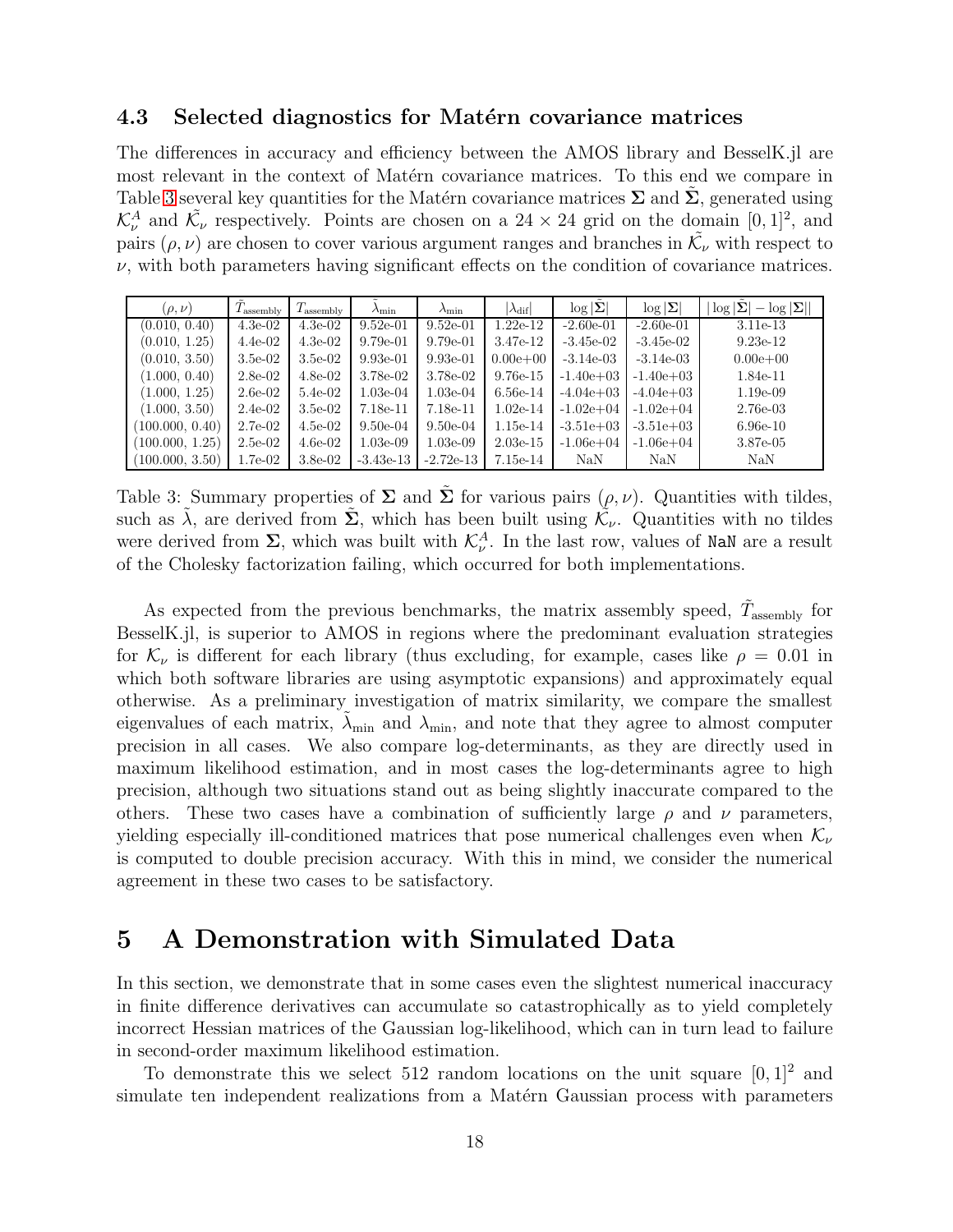### 4.3 Selected diagnostics for Matérn covariance matrices

The differences in accuracy and efficiency between the AMOS library and BesselK.jl are most relevant in the context of Matérn covariance matrices. To this end we compare in Table 3 several key quantities for the Matérn covariance matrices $\mathbf{\Sigma}$ and $\tilde{\mathbf{\Sigma}}$, generated using $\mathcal{K}_\nu^A$ and $\tilde{\mathcal{K}_\nu}$ respectively. Points are chosen on a $24 \times 24$ grid on the domain $[0,1]^2$, and pairs $(\rho, \nu)$ are chosen to cover various argument ranges and branches in $\tilde{\mathcal{K}_\nu}$ with respect to $\nu$, with both parameters having significant effects on the condition of covariance matrices.

| $(\rho, \nu)$ | $\tilde{T}_{\text{assembly}}$ | $T_{\text{assembly}}$ | $\tilde{\lambda}_{\min}$ | $\lambda_{\min}$ | $\lvert\lambda_{\text{dif}}\rvert$ | $\log\lvert\tilde{\mathbf{\Sigma}}\rvert$ | $\log\lvert\mathbf{\Sigma}\rvert$ | $\lvert\log\lvert\tilde{\mathbf{\Sigma}}\rvert - \log\lvert\mathbf{\Sigma}\rvert\rvert$ |
|---|---|---|---|---|---|---|---|---|
| (0.010, 0.40) | 4.3e-02 | 4.3e-02 | 9.52e-01 | 9.52e-01 | 1.22e-12 | -2.60e-01 | -2.60e-01 | 3.11e-13 |
| (0.010, 1.25) | 4.4e-02 | 4.3e-02 | 9.79e-01 | 9.79e-01 | 3.47e-12 | -3.45e-02 | -3.45e-02 | 9.23e-12 |
| (0.010, 3.50) | 3.5e-02 | 3.5e-02 | 9.93e-01 | 9.93e-01 | 0.00e+00 | -3.14e-03 | -3.14e-03 | 0.00e+00 |
| (1.000, 0.40) | 2.8e-02 | 4.8e-02 | 3.78e-02 | 3.78e-02 | 9.76e-15 | -1.40e+03 | -1.40e+03 | 1.84e-11 |
| (1.000, 1.25) | 2.6e-02 | 5.4e-02 | 1.03e-04 | 1.03e-04 | 6.56e-14 | -4.04e+03 | -4.04e+03 | 1.19e-09 |
| (1.000, 3.50) | 2.4e-02 | 3.5e-02 | 7.18e-11 | 7.18e-11 | 1.02e-14 | -1.02e+04 | -1.02e+04 | 2.76e-03 |
| (100.000, 0.40) | 2.7e-02 | 4.5e-02 | 9.50e-04 | 9.50e-04 | 1.15e-14 | -3.51e+03 | -3.51e+03 | 6.96e-10 |
| (100.000, 1.25) | 2.5e-02 | 4.6e-02 | 1.03e-09 | 1.03e-09 | 2.03e-15 | -1.06e+04 | -1.06e+04 | 3.87e-05 |
| (100.000, 3.50) | 1.7e-02 | 3.8e-02 | -3.43e-13 | -2.72e-13 | 7.15e-14 | NaN | NaN | NaN |

Table 3: Summary properties of $\mathbf{\Sigma}$ and $\tilde{\mathbf{\Sigma}}$ for various pairs $(\rho, \nu)$. Quantities with tildes, such as $\tilde{\lambda}$, are derived from $\tilde{\mathbf{\Sigma}}$, which has been built using $\tilde{\mathcal{K}_\nu}$. Quantities with no tildes were derived from $\mathbf{\Sigma}$, which was built with $\mathcal{K}_\nu^A$. In the last row, values of `NaN` are a result of the Cholesky factorization failing, which occurred for both implementations.

As expected from the previous benchmarks, the matrix assembly speed, $\tilde{T}_{\text{assembly}}$ for BesselK.jl, is superior to AMOS in regions where the predominant evaluation strategies for $\mathcal{K}_\nu$ is different for each library (thus excluding, for example, cases like $\rho = 0.01$ in which both software libraries are using asymptotic expansions) and approximately equal otherwise. As a preliminary investigation of matrix similarity, we compare the smallest eigenvalues of each matrix, $\tilde{\lambda}_{\min}$ and $\lambda_{\min}$, and note that they agree to almost computer precision in all cases. We also compare log-determinants, as they are directly used in maximum likelihood estimation, and in most cases the log-determinants agree to high precision, although two situations stand out as being slightly inaccurate compared to the others. These two cases have a combination of sufficiently large $\rho$ and $\nu$ parameters, yielding especially ill-conditioned matrices that pose numerical challenges even when $\mathcal{K}_\nu$ is computed to double precision accuracy. With this in mind, we consider the numerical agreement in these two cases to be satisfactory.

# 5 A Demonstration with Simulated Data

In this section, we demonstrate that in some cases even the slightest numerical inaccuracy in finite difference derivatives can accumulate so catastrophically as to yield completely incorrect Hessian matrices of the Gaussian log-likelihood, which can in turn lead to failure in second-order maximum likelihood estimation.

To demonstrate this we select 512 random locations on the unit square $[0,1]^2$ and simulate ten independent realizations from a Matérn Gaussian process with parameters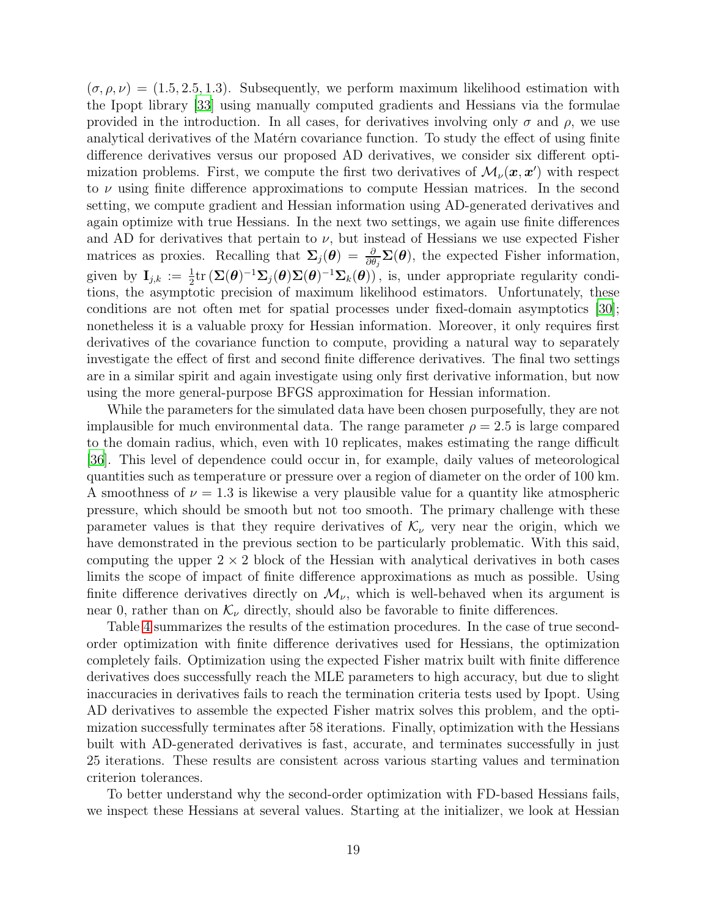$(\sigma, \rho, \nu) = (1.5, 2.5, 1.3)$. Subsequently, we perform maximum likelihood estimation with the Ipopt library [33] using manually computed gradients and Hessians via the formulae provided in the introduction. In all cases, for derivatives involving only $\sigma$ and $\rho$, we use analytical derivatives of the Matérn covariance function. To study the effect of using finite difference derivatives versus our proposed AD derivatives, we consider six different optimization problems. First, we compute the first two derivatives of $\mathcal{M}_\nu(\boldsymbol{x}, \boldsymbol{x}')$ with respect to $\nu$ using finite difference approximations to compute Hessian matrices. In the second setting, we compute gradient and Hessian information using AD-generated derivatives and again optimize with true Hessians. In the next two settings, we again use finite differences and AD for derivatives that pertain to $\nu$, but instead of Hessians we use expected Fisher matrices as proxies. Recalling that $\boldsymbol{\Sigma}_j(\boldsymbol{\theta}) = \frac{\partial}{\partial \theta_j} \boldsymbol{\Sigma}(\boldsymbol{\theta})$, the expected Fisher information, given by $\mathbf{I}_{j,k} := \frac{1}{2} \text{tr} \left( \boldsymbol{\Sigma}(\boldsymbol{\theta})^{-1} \boldsymbol{\Sigma}_j(\boldsymbol{\theta}) \boldsymbol{\Sigma}(\boldsymbol{\theta})^{-1} \boldsymbol{\Sigma}_k(\boldsymbol{\theta}) \right)$, is, under appropriate regularity conditions, the asymptotic precision of maximum likelihood estimators. Unfortunately, these conditions are not often met for spatial processes under fixed-domain asymptotics [30]; nonetheless it is a valuable proxy for Hessian information. Moreover, it only requires first derivatives of the covariance function to compute, providing a natural way to separately investigate the effect of first and second finite difference derivatives. The final two settings are in a similar spirit and again investigate using only first derivative information, but now using the more general-purpose BFGS approximation for Hessian information.

While the parameters for the simulated data have been chosen purposefully, they are not implausible for much environmental data. The range parameter $\rho = 2.5$ is large compared to the domain radius, which, even with 10 replicates, makes estimating the range difficult [36]. This level of dependence could occur in, for example, daily values of meteorological quantities such as temperature or pressure over a region of diameter on the order of 100 km. A smoothness of $\nu = 1.3$ is likewise a very plausible value for a quantity like atmospheric pressure, which should be smooth but not too smooth. The primary challenge with these parameter values is that they require derivatives of $\mathcal{K}_\nu$ very near the origin, which we have demonstrated in the previous section to be particularly problematic. With this said, computing the upper $2 \times 2$ block of the Hessian with analytical derivatives in both cases limits the scope of impact of finite difference approximations as much as possible. Using finite difference derivatives directly on $\mathcal{M}_\nu$, which is well-behaved when its argument is near 0, rather than on $\mathcal{K}_\nu$ directly, should also be favorable to finite differences.

Table 4 summarizes the results of the estimation procedures. In the case of true second-order optimization with finite difference derivatives used for Hessians, the optimization completely fails. Optimization using the expected Fisher matrix built with finite difference derivatives does successfully reach the MLE parameters to high accuracy, but due to slight inaccuracies in derivatives fails to reach the termination criteria tests used by Ipopt. Using AD derivatives to assemble the expected Fisher matrix solves this problem, and the optimization successfully terminates after 58 iterations. Finally, optimization with the Hessians built with AD-generated derivatives is fast, accurate, and terminates successfully in just 25 iterations. These results are consistent across various starting values and termination criterion tolerances.

To better understand why the second-order optimization with FD-based Hessians fails, we inspect these Hessians at several values. Starting at the initializer, we look at Hessian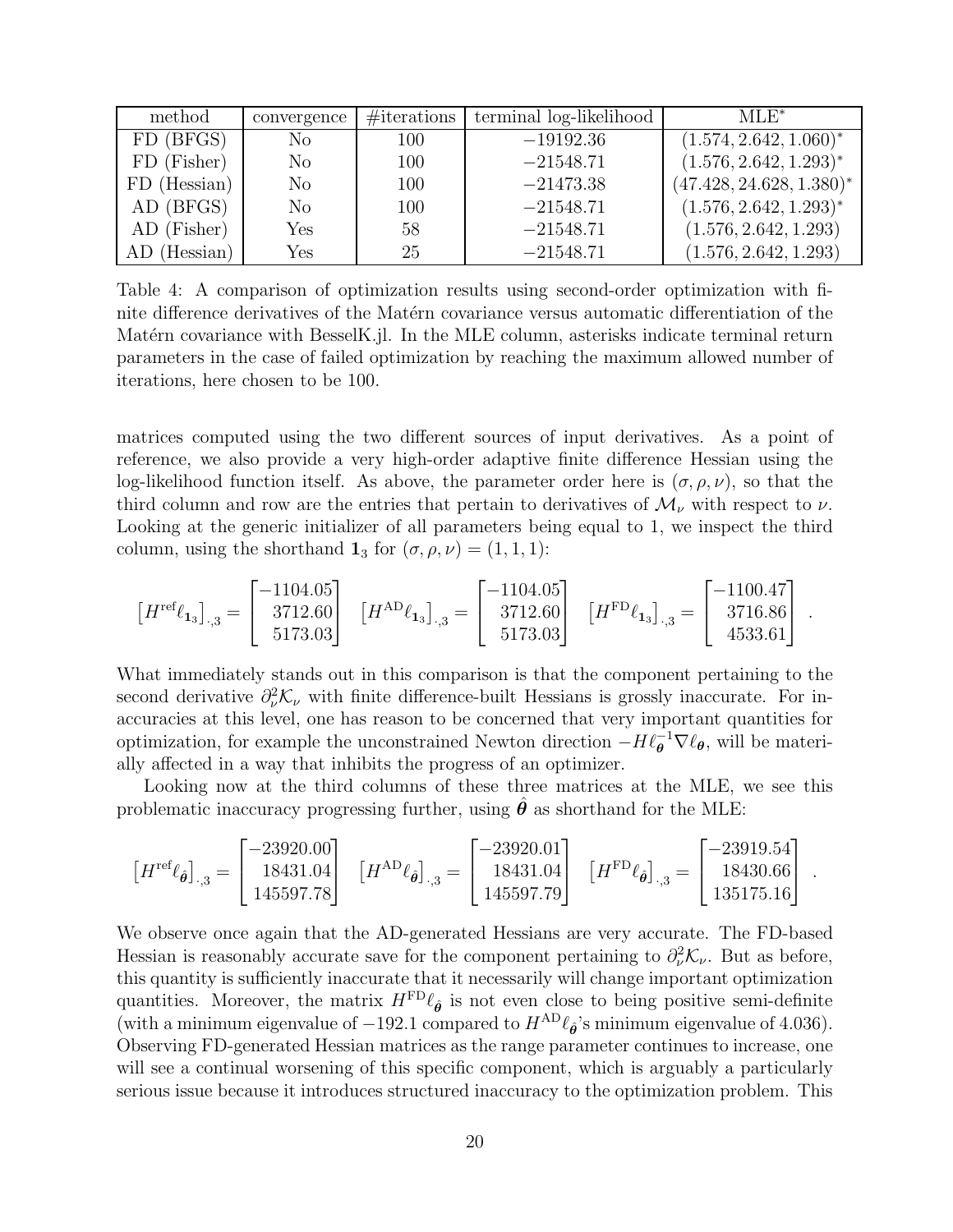| method | convergence | #iterations | terminal log-likelihood | MLE* |
|---|---|---|---|---|
| FD (BFGS) | No | 100 | $-19192.36$ | $(1.574, 2.642, 1.060)^*$ |
| FD (Fisher) | No | 100 | $-21548.71$ | $(1.576, 2.642, 1.293)^*$ |
| FD (Hessian) | No | 100 | $-21473.38$ | $(47.428, 24.628, 1.380)^*$ |
| AD (BFGS) | No | 100 | $-21548.71$ | $(1.576, 2.642, 1.293)^*$ |
| AD (Fisher) | Yes | 58 | $-21548.71$ | $(1.576, 2.642, 1.293)$ |
| AD (Hessian) | Yes | 25 | $-21548.71$ | $(1.576, 2.642, 1.293)$ |

Table 4: A comparison of optimization results using second-order optimization with finite difference derivatives of the Matérn covariance versus automatic differentiation of the Matérn covariance with BesselK.jl. In the MLE column, asterisks indicate terminal return parameters in the case of failed optimization by reaching the maximum allowed number of iterations, here chosen to be 100.

matrices computed using the two different sources of input derivatives. As a point of reference, we also provide a very high-order adaptive finite difference Hessian using the log-likelihood function itself. As above, the parameter order here is $(\sigma, \rho, \nu)$, so that the third column and row are the entries that pertain to derivatives of $\mathcal{M}_\nu$ with respect to $\nu$. Looking at the generic initializer of all parameters being equal to 1, we inspect the third column, using the shorthand $\mathbf{1}_3$ for $(\sigma, \rho, \nu) = (1, 1, 1)$:

$$\left[H^{\text{ref}}\ell_{\mathbf{1}_3}\right]_{\cdot,3} = \begin{bmatrix} -1104.05 \\ 3712.60 \\ 5173.03 \end{bmatrix} \quad \left[H^{\text{AD}}\ell_{\mathbf{1}_3}\right]_{\cdot,3} = \begin{bmatrix} -1104.05 \\ 3712.60 \\ 5173.03 \end{bmatrix} \quad \left[H^{\text{FD}}\ell_{\mathbf{1}_3}\right]_{\cdot,3} = \begin{bmatrix} -1100.47 \\ 3716.86 \\ 4533.61 \end{bmatrix}.$$

What immediately stands out in this comparison is that the component pertaining to the second derivative $\partial^2_\nu \mathcal{K}_\nu$ with finite difference-built Hessians is grossly inaccurate. For inaccuracies at this level, one has reason to be concerned that very important quantities for optimization, for example the unconstrained Newton direction $-H\ell_{\boldsymbol{\theta}}^{-1}\nabla\ell_{\boldsymbol{\theta}}$, will be materially affected in a way that inhibits the progress of an optimizer.

Looking now at the third columns of these three matrices at the MLE, we see this problematic inaccuracy progressing further, using $\hat{\boldsymbol{\theta}}$ as shorthand for the MLE:

$$\left[H^{\text{ref}}\ell_{\hat{\boldsymbol{\theta}}}\right]_{\cdot,3} = \begin{bmatrix} -23920.00 \\ 18431.04 \\ 145597.78 \end{bmatrix} \quad \left[H^{\text{AD}}\ell_{\hat{\boldsymbol{\theta}}}\right]_{\cdot,3} = \begin{bmatrix} -23920.01 \\ 18431.04 \\ 145597.79 \end{bmatrix} \quad \left[H^{\text{FD}}\ell_{\hat{\boldsymbol{\theta}}}\right]_{\cdot,3} = \begin{bmatrix} -23919.54 \\ 18430.66 \\ 135175.16 \end{bmatrix}.$$

We observe once again that the AD-generated Hessians are very accurate. The FD-based Hessian is reasonably accurate save for the component pertaining to $\partial^2_\nu \mathcal{K}_\nu$. But as before, this quantity is sufficiently inaccurate that it necessarily will change important optimization quantities. Moreover, the matrix $H^{\text{FD}}\ell_{\hat{\boldsymbol{\theta}}}$ is not even close to being positive semi-definite (with a minimum eigenvalue of $-192.1$ compared to $H^{\text{AD}}\ell_{\hat{\boldsymbol{\theta}}}$'s minimum eigenvalue of $4.036$). Observing FD-generated Hessian matrices as the range parameter continues to increase, one will see a continual worsening of this specific component, which is arguably a particularly serious issue because it introduces structured inaccuracy to the optimization problem. This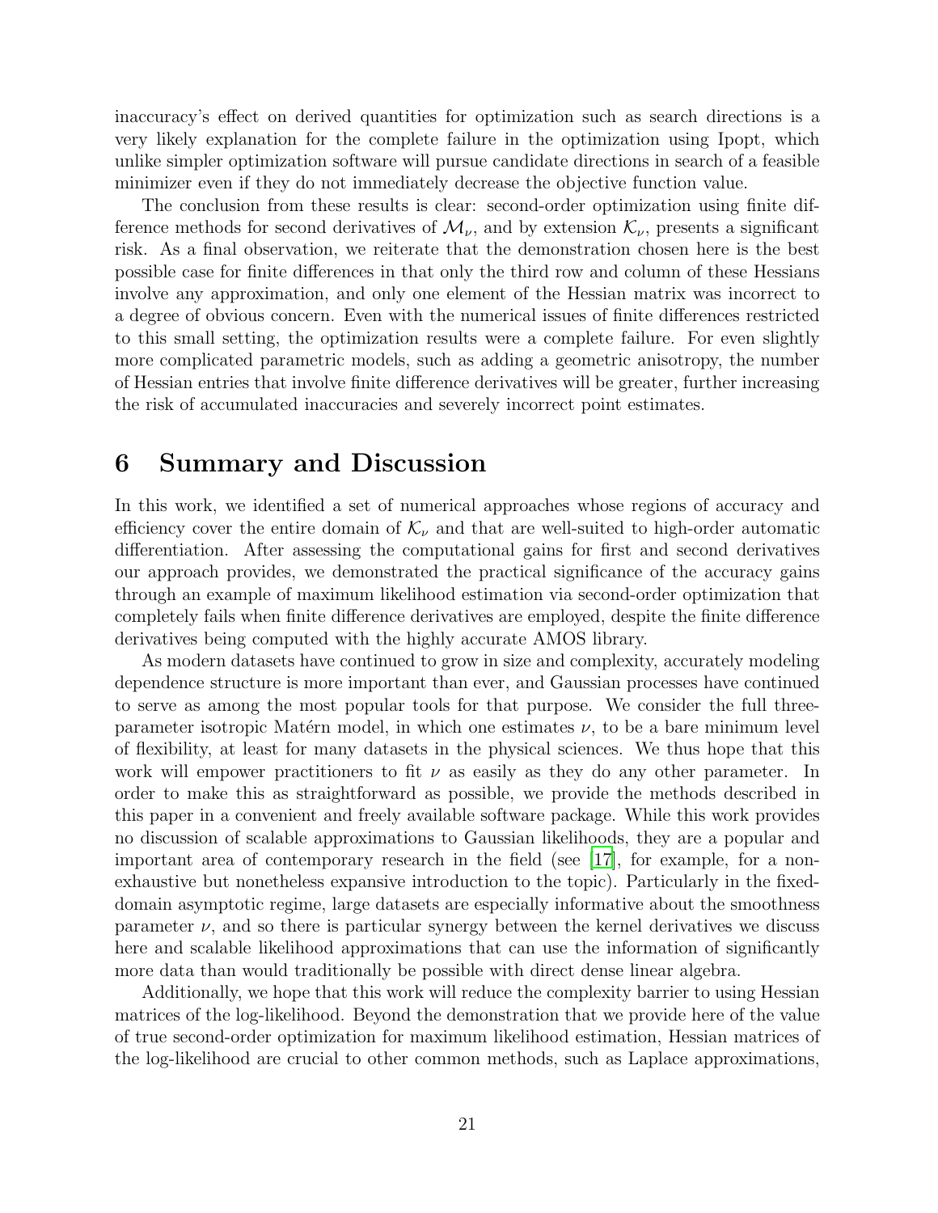inaccuracy's effect on derived quantities for optimization such as search directions is a very likely explanation for the complete failure in the optimization using Ipopt, which unlike simpler optimization software will pursue candidate directions in search of a feasible minimizer even if they do not immediately decrease the objective function value.

The conclusion from these results is clear: second-order optimization using finite difference methods for second derivatives of $\mathcal{M}_\nu$, and by extension $\mathcal{K}_\nu$, presents a significant risk. As a final observation, we reiterate that the demonstration chosen here is the best possible case for finite differences in that only the third row and column of these Hessians involve any approximation, and only one element of the Hessian matrix was incorrect to a degree of obvious concern. Even with the numerical issues of finite differences restricted to this small setting, the optimization results were a complete failure. For even slightly more complicated parametric models, such as adding a geometric anisotropy, the number of Hessian entries that involve finite difference derivatives will be greater, further increasing the risk of accumulated inaccuracies and severely incorrect point estimates.

# 6 Summary and Discussion

In this work, we identified a set of numerical approaches whose regions of accuracy and efficiency cover the entire domain of $\mathcal{K}_\nu$ and that are well-suited to high-order automatic differentiation. After assessing the computational gains for first and second derivatives our approach provides, we demonstrated the practical significance of the accuracy gains through an example of maximum likelihood estimation via second-order optimization that completely fails when finite difference derivatives are employed, despite the finite difference derivatives being computed with the highly accurate AMOS library.

As modern datasets have continued to grow in size and complexity, accurately modeling dependence structure is more important than ever, and Gaussian processes have continued to serve as among the most popular tools for that purpose. We consider the full three-parameter isotropic Matérn model, in which one estimates $\nu$, to be a bare minimum level of flexibility, at least for many datasets in the physical sciences. We thus hope that this work will empower practitioners to fit $\nu$ as easily as they do any other parameter. In order to make this as straightforward as possible, we provide the methods described in this paper in a convenient and freely available software package. While this work provides no discussion of scalable approximations to Gaussian likelihoods, they are a popular and important area of contemporary research in the field (see [17], for example, for a non-exhaustive but nonetheless expansive introduction to the topic). Particularly in the fixed-domain asymptotic regime, large datasets are especially informative about the smoothness parameter $\nu$, and so there is particular synergy between the kernel derivatives we discuss here and scalable likelihood approximations that can use the information of significantly more data than would traditionally be possible with direct dense linear algebra.

Additionally, we hope that this work will reduce the complexity barrier to using Hessian matrices of the log-likelihood. Beyond the demonstration that we provide here of the value of true second-order optimization for maximum likelihood estimation, Hessian matrices of the log-likelihood are crucial to other common methods, such as Laplace approximations,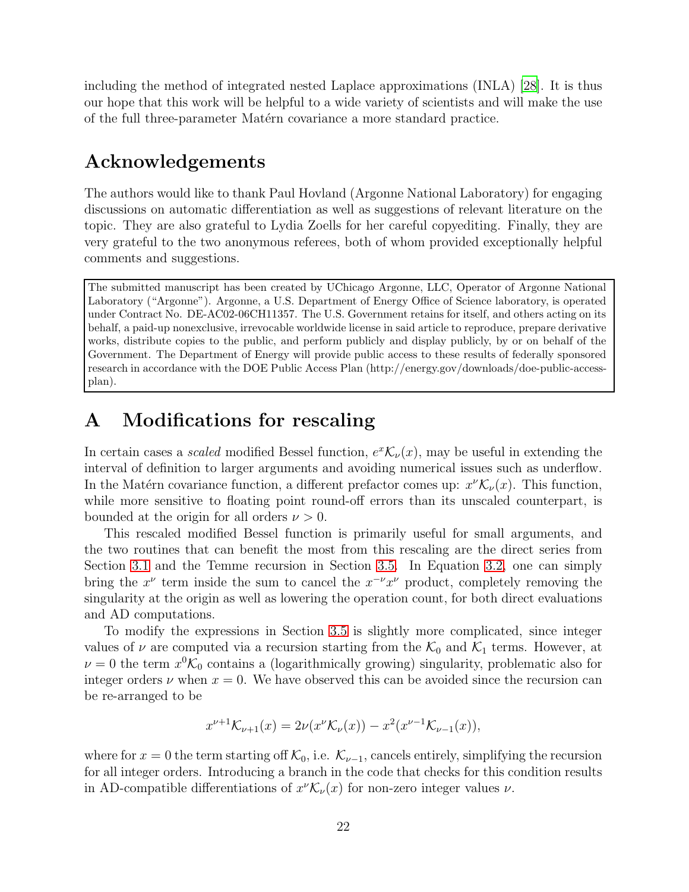including the method of integrated nested Laplace approximations (INLA) [28]. It is thus our hope that this work will be helpful to a wide variety of scientists and will make the use of the full three-parameter Matérn covariance a more standard practice.

## Acknowledgements

The authors would like to thank Paul Hovland (Argonne National Laboratory) for engaging discussions on automatic differentiation as well as suggestions of relevant literature on the topic. They are also grateful to Lydia Zoells for her careful copyediting. Finally, they are very grateful to the two anonymous referees, both of whom provided exceptionally helpful comments and suggestions.

The submitted manuscript has been created by UChicago Argonne, LLC, Operator of Argonne National Laboratory ("Argonne"). Argonne, a U.S. Department of Energy Office of Science laboratory, is operated under Contract No. DE-AC02-06CH11357. The U.S. Government retains for itself, and others acting on its behalf, a paid-up nonexclusive, irrevocable worldwide license in said article to reproduce, prepare derivative works, distribute copies to the public, and perform publicly and display publicly, by or on behalf of the Government. The Department of Energy will provide public access to these results of federally sponsored research in accordance with the DOE Public Access Plan (http://energy.gov/downloads/doe-public-access-plan).

## A Modifications for rescaling

In certain cases a *scaled* modified Bessel function, $e^x \mathcal{K}_\nu(x)$, may be useful in extending the interval of definition to larger arguments and avoiding numerical issues such as underflow. In the Matérn covariance function, a different prefactor comes up: $x^\nu \mathcal{K}_\nu(x)$. This function, while more sensitive to floating point round-off errors than its unscaled counterpart, is bounded at the origin for all orders $\nu > 0$.

This rescaled modified Bessel function is primarily useful for small arguments, and the two routines that can benefit the most from this rescaling are the direct series from Section 3.1 and the Temme recursion in Section 3.5. In Equation 3.2, one can simply bring the $x^\nu$ term inside the sum to cancel the $x^{-\nu}x^\nu$ product, completely removing the singularity at the origin as well as lowering the operation count, for both direct evaluations and AD computations.

To modify the expressions in Section 3.5 is slightly more complicated, since integer values of $\nu$ are computed via a recursion starting from the $\mathcal{K}_0$ and $\mathcal{K}_1$ terms. However, at $\nu = 0$ the term $x^0 \mathcal{K}_0$ contains a (logarithmically growing) singularity, problematic also for integer orders $\nu$ when $x = 0$. We have observed this can be avoided since the recursion can be re-arranged to be

$$x^{\nu+1}\mathcal{K}_{\nu+1}(x) = 2\nu(x^\nu \mathcal{K}_\nu(x)) - x^2(x^{\nu-1}\mathcal{K}_{\nu-1}(x)),$$

where for $x = 0$ the term starting off $\mathcal{K}_0$, i.e. $\mathcal{K}_{\nu-1}$, cancels entirely, simplifying the recursion for all integer orders. Introducing a branch in the code that checks for this condition results in AD-compatible differentiations of $x^\nu \mathcal{K}_\nu(x)$ for non-zero integer values $\nu$.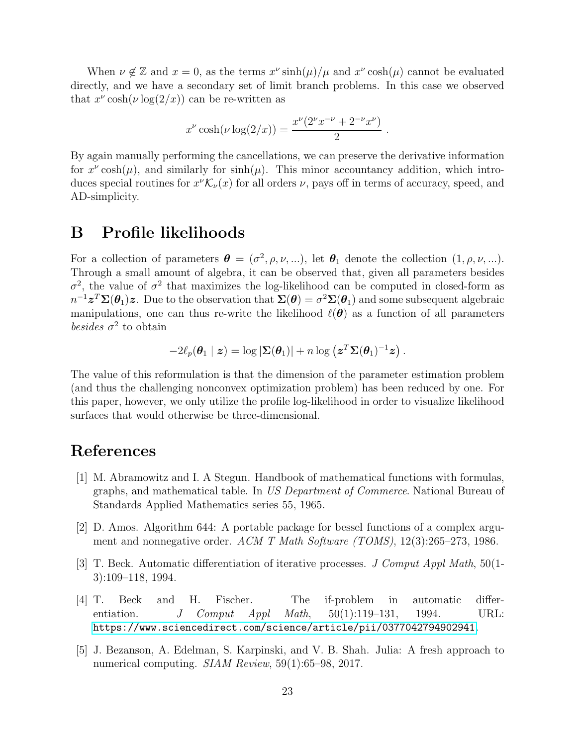When $\nu \notin \mathbb{Z}$ and $x = 0$, as the terms $x^\nu \sinh(\mu)/\mu$ and $x^\nu \cosh(\mu)$ cannot be evaluated directly, and we have a secondary set of limit branch problems. In this case we observed that $x^\nu \cosh(\nu \log(2/x))$ can be re-written as

$$x^\nu \cosh(\nu \log(2/x)) = \frac{x^\nu(2^\nu x^{-\nu} + 2^{-\nu} x^\nu)}{2} .$$

By again manually performing the cancellations, we can preserve the derivative information for $x^\nu \cosh(\mu)$, and similarly for $\sinh(\mu)$. This minor accountancy addition, which introduces special routines for $x^\nu \mathcal{K}_\nu(x)$ for all orders $\nu$, pays off in terms of accuracy, speed, and AD-simplicity.

# B Profile likelihoods

For a collection of parameters $\boldsymbol{\theta} = (\sigma^2, \rho, \nu, ...)$, let $\boldsymbol{\theta}_1$ denote the collection $(1, \rho, \nu, ...)$. Through a small amount of algebra, it can be observed that, given all parameters besides $\sigma^2$, the value of $\sigma^2$ that maximizes the log-likelihood can be computed in closed-form as $n^{-1} \boldsymbol{z}^T \boldsymbol{\Sigma}(\boldsymbol{\theta}_1) \boldsymbol{z}$. Due to the observation that $\boldsymbol{\Sigma}(\boldsymbol{\theta}) = \sigma^2 \boldsymbol{\Sigma}(\boldsymbol{\theta}_1)$ and some subsequent algebraic manipulations, one can thus re-write the likelihood $\ell(\boldsymbol{\theta})$ as a function of all parameters *besides* $\sigma^2$ to obtain

$$-2\ell_p(\boldsymbol{\theta}_1 \mid \boldsymbol{z}) = \log |\boldsymbol{\Sigma}(\boldsymbol{\theta}_1)| + n \log \left( \boldsymbol{z}^T \boldsymbol{\Sigma}(\boldsymbol{\theta}_1)^{-1} \boldsymbol{z} \right) .$$

The value of this reformulation is that the dimension of the parameter estimation problem (and thus the challenging nonconvex optimization problem) has been reduced by one. For this paper, however, we only utilize the profile log-likelihood in order to visualize likelihood surfaces that would otherwise be three-dimensional.

# References

[1] M. Abramowitz and I. A Stegun. Handbook of mathematical functions with formulas, graphs, and mathematical table. In *US Department of Commerce*. National Bureau of Standards Applied Mathematics series 55, 1965.

[2] D. Amos. Algorithm 644: A portable package for bessel functions of a complex argument and nonnegative order. *ACM T Math Software (TOMS)*, 12(3):265–273, 1986.

[3] T. Beck. Automatic differentiation of iterative processes. *J Comput Appl Math*, 50(1-3):109–118, 1994.

[4] T. Beck and H. Fischer. The if-problem in automatic differentiation. *J Comput Appl Math*, 50(1):119–131, 1994. URL: https://www.sciencedirect.com/science/article/pii/0377042794902941.

[5] J. Bezanson, A. Edelman, S. Karpinski, and V. B. Shah. Julia: A fresh approach to numerical computing. *SIAM Review*, 59(1):65–98, 2017.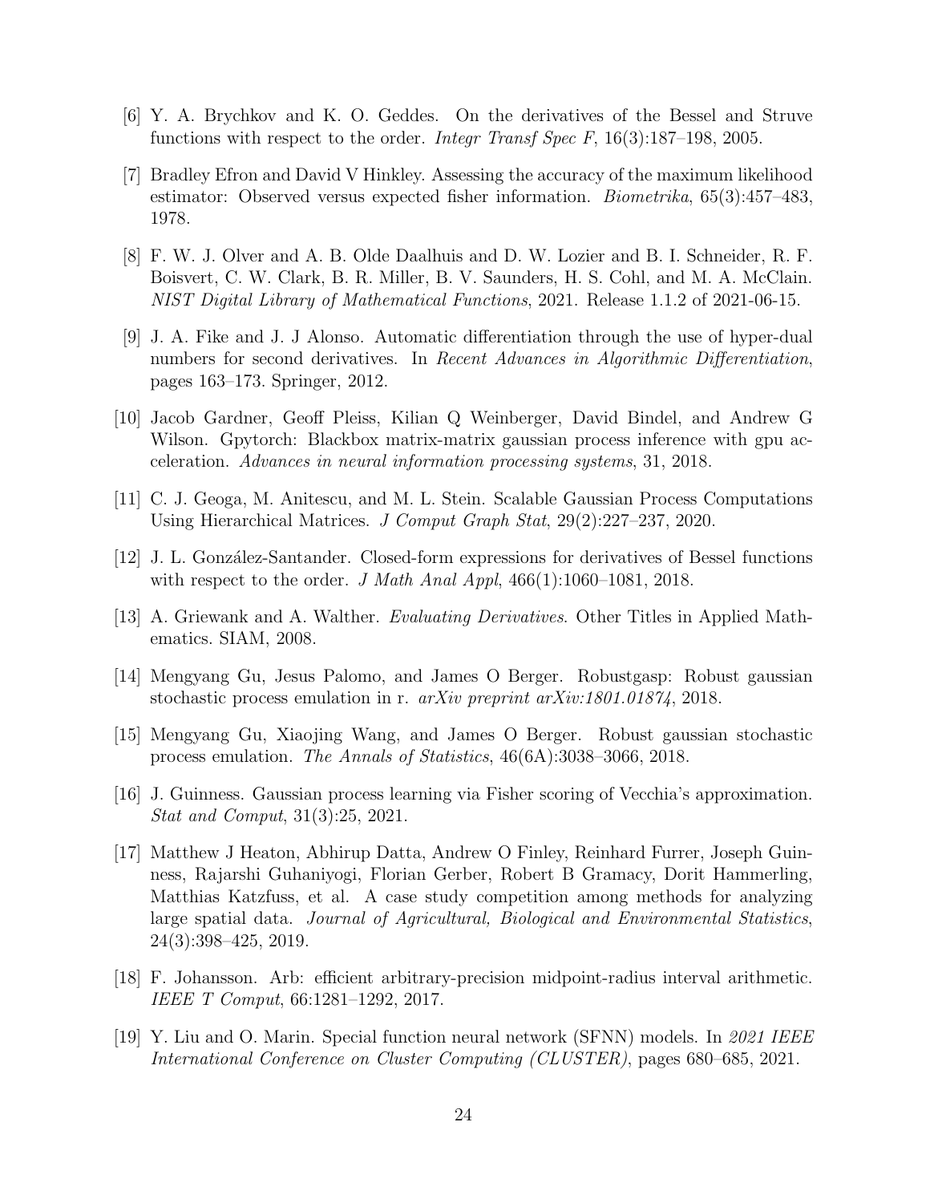[6] Y. A. Brychkov and K. O. Geddes. On the derivatives of the Bessel and Struve functions with respect to the order. *Integr Transf Spec F*, 16(3):187–198, 2005.

[7] Bradley Efron and David V Hinkley. Assessing the accuracy of the maximum likelihood estimator: Observed versus expected fisher information. *Biometrika*, 65(3):457–483, 1978.

[8] F. W. J. Olver and A. B. Olde Daalhuis and D. W. Lozier and B. I. Schneider, R. F. Boisvert, C. W. Clark, B. R. Miller, B. V. Saunders, H. S. Cohl, and M. A. McClain. *NIST Digital Library of Mathematical Functions*, 2021. Release 1.1.2 of 2021-06-15.

[9] J. A. Fike and J. J Alonso. Automatic differentiation through the use of hyper-dual numbers for second derivatives. In *Recent Advances in Algorithmic Differentiation*, pages 163–173. Springer, 2012.

[10] Jacob Gardner, Geoff Pleiss, Kilian Q Weinberger, David Bindel, and Andrew G Wilson. Gpytorch: Blackbox matrix-matrix gaussian process inference with gpu acceleration. *Advances in neural information processing systems*, 31, 2018.

[11] C. J. Geoga, M. Anitescu, and M. L. Stein. Scalable Gaussian Process Computations Using Hierarchical Matrices. *J Comput Graph Stat*, 29(2):227–237, 2020.

[12] J. L. González-Santander. Closed-form expressions for derivatives of Bessel functions with respect to the order. *J Math Anal Appl*, 466(1):1060–1081, 2018.

[13] A. Griewank and A. Walther. *Evaluating Derivatives*. Other Titles in Applied Mathematics. SIAM, 2008.

[14] Mengyang Gu, Jesus Palomo, and James O Berger. Robustgasp: Robust gaussian stochastic process emulation in r. *arXiv preprint arXiv:1801.01874*, 2018.

[15] Mengyang Gu, Xiaojing Wang, and James O Berger. Robust gaussian stochastic process emulation. *The Annals of Statistics*, 46(6A):3038–3066, 2018.

[16] J. Guinness. Gaussian process learning via Fisher scoring of Vecchia's approximation. *Stat and Comput*, 31(3):25, 2021.

[17] Matthew J Heaton, Abhirup Datta, Andrew O Finley, Reinhard Furrer, Joseph Guinness, Rajarshi Guhaniyogi, Florian Gerber, Robert B Gramacy, Dorit Hammerling, Matthias Katzfuss, et al. A case study competition among methods for analyzing large spatial data. *Journal of Agricultural, Biological and Environmental Statistics*, 24(3):398–425, 2019.

[18] F. Johansson. Arb: efficient arbitrary-precision midpoint-radius interval arithmetic. *IEEE T Comput*, 66:1281–1292, 2017.

[19] Y. Liu and O. Marin. Special function neural network (SFNN) models. In *2021 IEEE International Conference on Cluster Computing (CLUSTER)*, pages 680–685, 2021.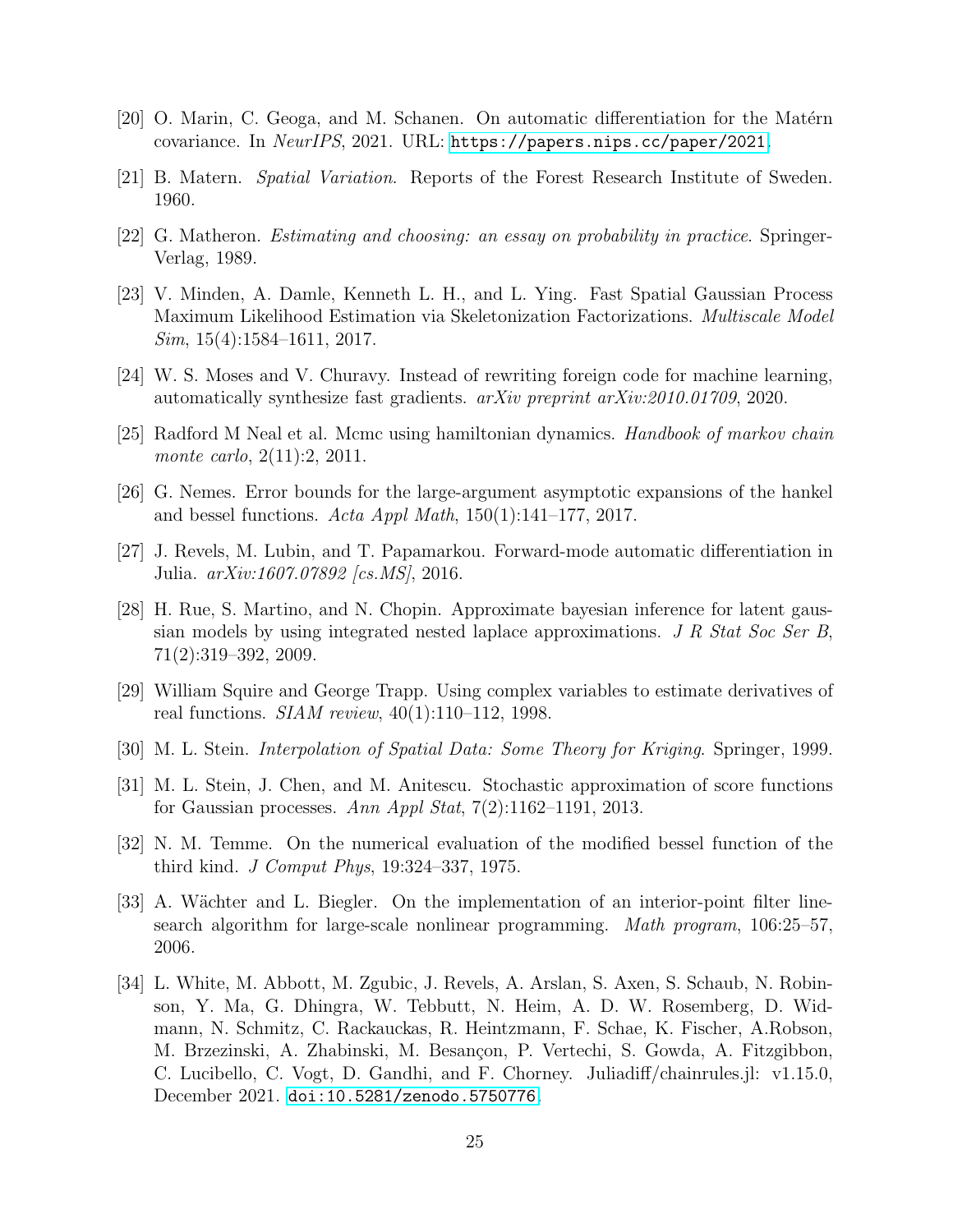[20] O. Marin, C. Geoga, and M. Schanen. On automatic differentiation for the Matérn covariance. In *NeurIPS*, 2021. URL: https://papers.nips.cc/paper/2021.

[21] B. Matern. *Spatial Variation*. Reports of the Forest Research Institute of Sweden. 1960.

[22] G. Matheron. *Estimating and choosing: an essay on probability in practice*. Springer-Verlag, 1989.

[23] V. Minden, A. Damle, Kenneth L. H., and L. Ying. Fast Spatial Gaussian Process Maximum Likelihood Estimation via Skeletonization Factorizations. *Multiscale Model Sim*, 15(4):1584–1611, 2017.

[24] W. S. Moses and V. Churavy. Instead of rewriting foreign code for machine learning, automatically synthesize fast gradients. *arXiv preprint arXiv:2010.01709*, 2020.

[25] Radford M Neal et al. Mcmc using hamiltonian dynamics. *Handbook of markov chain monte carlo*, 2(11):2, 2011.

[26] G. Nemes. Error bounds for the large-argument asymptotic expansions of the hankel and bessel functions. *Acta Appl Math*, 150(1):141–177, 2017.

[27] J. Revels, M. Lubin, and T. Papamarkou. Forward-mode automatic differentiation in Julia. *arXiv:1607.07892 [cs.MS]*, 2016.

[28] H. Rue, S. Martino, and N. Chopin. Approximate bayesian inference for latent gaussian models by using integrated nested laplace approximations. *J R Stat Soc Ser B*, 71(2):319–392, 2009.

[29] William Squire and George Trapp. Using complex variables to estimate derivatives of real functions. *SIAM review*, 40(1):110–112, 1998.

[30] M. L. Stein. *Interpolation of Spatial Data: Some Theory for Kriging*. Springer, 1999.

[31] M. L. Stein, J. Chen, and M. Anitescu. Stochastic approximation of score functions for Gaussian processes. *Ann Appl Stat*, 7(2):1162–1191, 2013.

[32] N. M. Temme. On the numerical evaluation of the modified bessel function of the third kind. *J Comput Phys*, 19:324–337, 1975.

[33] A. Wächter and L. Biegler. On the implementation of an interior-point filter line-search algorithm for large-scale nonlinear programming. *Math program*, 106:25–57, 2006.

[34] L. White, M. Abbott, M. Zgubic, J. Revels, A. Arslan, S. Axen, S. Schaub, N. Robinson, Y. Ma, G. Dhingra, W. Tebbutt, N. Heim, A. D. W. Rosemberg, D. Widmann, N. Schmitz, C. Rackauckas, R. Heintzmann, F. Schae, K. Fischer, A.Robson, M. Brzezinski, A. Zhabinski, M. Besançon, P. Vertechi, S. Gowda, A. Fitzgibbon, C. Lucibello, C. Vogt, D. Gandhi, and F. Chorney. Juliadiff/chainrules.jl: v1.15.0, December 2021. doi:10.5281/zenodo.5750776.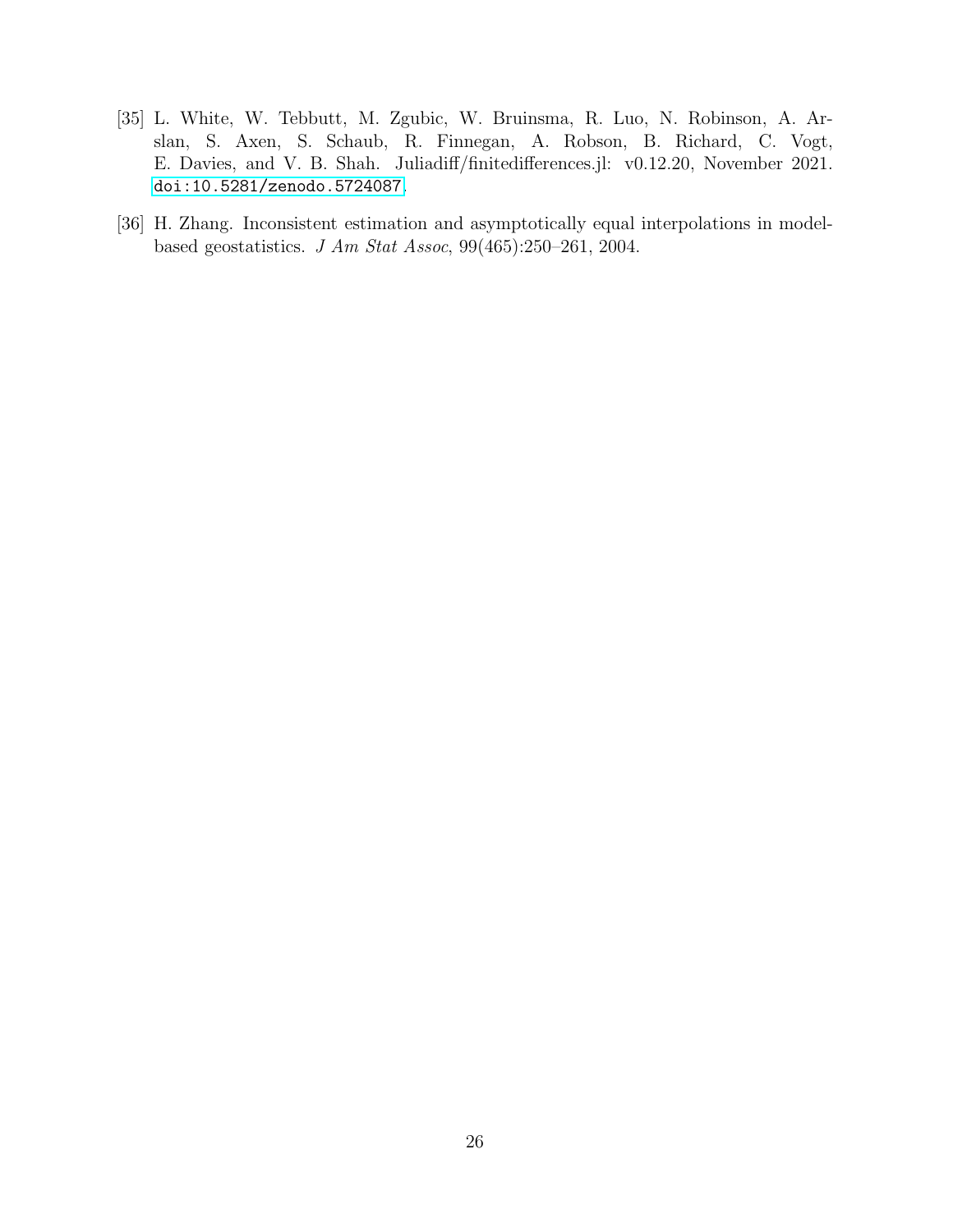[35] L. White, W. Tebbutt, M. Zgubic, W. Bruinsma, R. Luo, N. Robinson, A. Arslan, S. Axen, S. Schaub, R. Finnegan, A. Robson, B. Richard, C. Vogt, E. Davies, and V. B. Shah. Juliadiff/finitedifferences.jl: v0.12.20, November 2021. `doi:10.5281/zenodo.5724087`.

[36] H. Zhang. Inconsistent estimation and asymptotically equal interpolations in model-based geostatistics. *J Am Stat Assoc*, 99(465):250–261, 2004.